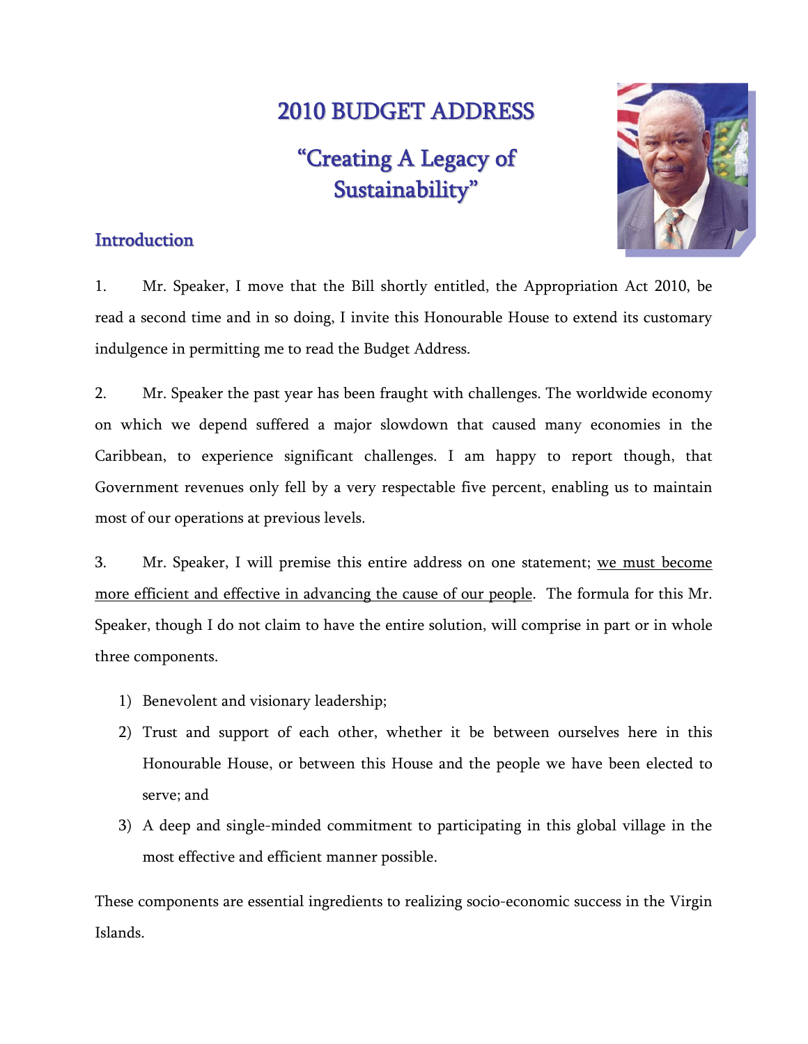# 2010 BUDGET ADDRESS

## "Creating A Legacy of Sustainability"

### Introduction

1. Mr. Speaker, I move that the Bill shortly entitled, the Appropriation Act 2010, be read a second time and in so doing, I invite this Honourable House to extend its customary indulgence in permitting me to read the Budget Address.

2. Mr. Speaker the past year has been fraught with challenges. The worldwide economy on which we depend suffered a major slowdown that caused many economies in the Caribbean, to experience significant challenges. I am happy to report though, that Government revenues only fell by a very respectable five percent, enabling us to maintain most of our operations at previous levels.

3. Mr. Speaker, I will premise this entire address on one statement; <u>we must become more efficient and effective in advancing the cause of our people</u>. The formula for this Mr. Speaker, though I do not claim to have the entire solution, will comprise in part or in whole three components.

1) Benevolent and visionary leadership;
2) Trust and support of each other, whether it be between ourselves here in this Honourable House, or between this House and the people we have been elected to serve; and
3) A deep and single-minded commitment to participating in this global village in the most effective and efficient manner possible.

These components are essential ingredients to realizing socio-economic success in the Virgin Islands.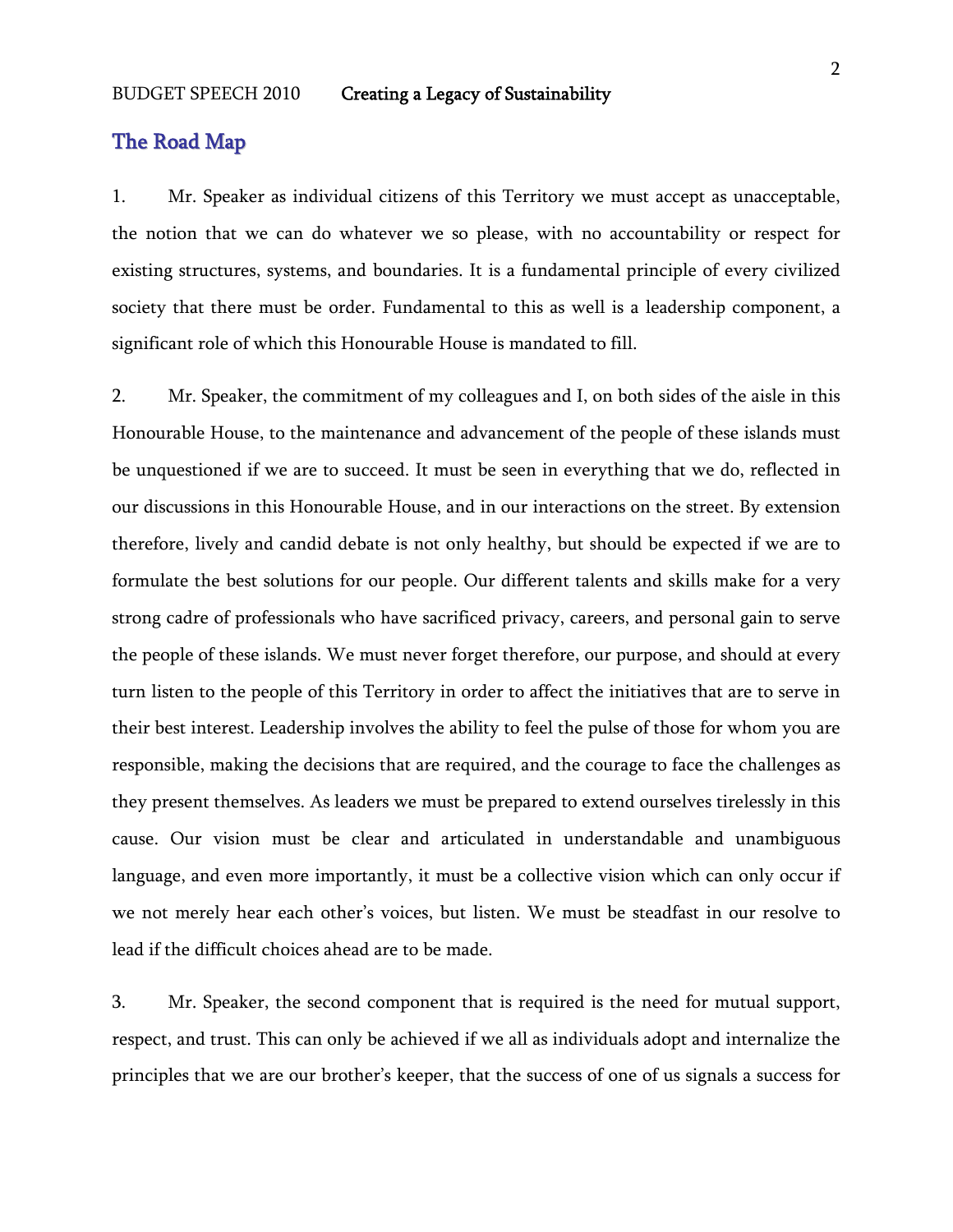## The Road Map

1. Mr. Speaker as individual citizens of this Territory we must accept as unacceptable, the notion that we can do whatever we so please, with no accountability or respect for existing structures, systems, and boundaries. It is a fundamental principle of every civilized society that there must be order. Fundamental to this as well is a leadership component, a significant role of which this Honourable House is mandated to fill.

2. Mr. Speaker, the commitment of my colleagues and I, on both sides of the aisle in this Honourable House, to the maintenance and advancement of the people of these islands must be unquestioned if we are to succeed. It must be seen in everything that we do, reflected in our discussions in this Honourable House, and in our interactions on the street. By extension therefore, lively and candid debate is not only healthy, but should be expected if we are to formulate the best solutions for our people. Our different talents and skills make for a very strong cadre of professionals who have sacrificed privacy, careers, and personal gain to serve the people of these islands. We must never forget therefore, our purpose, and should at every turn listen to the people of this Territory in order to affect the initiatives that are to serve in their best interest. Leadership involves the ability to feel the pulse of those for whom you are responsible, making the decisions that are required, and the courage to face the challenges as they present themselves. As leaders we must be prepared to extend ourselves tirelessly in this cause. Our vision must be clear and articulated in understandable and unambiguous language, and even more importantly, it must be a collective vision which can only occur if we not merely hear each other's voices, but listen. We must be steadfast in our resolve to lead if the difficult choices ahead are to be made.

3. Mr. Speaker, the second component that is required is the need for mutual support, respect, and trust. This can only be achieved if we all as individuals adopt and internalize the principles that we are our brother's keeper, that the success of one of us signals a success for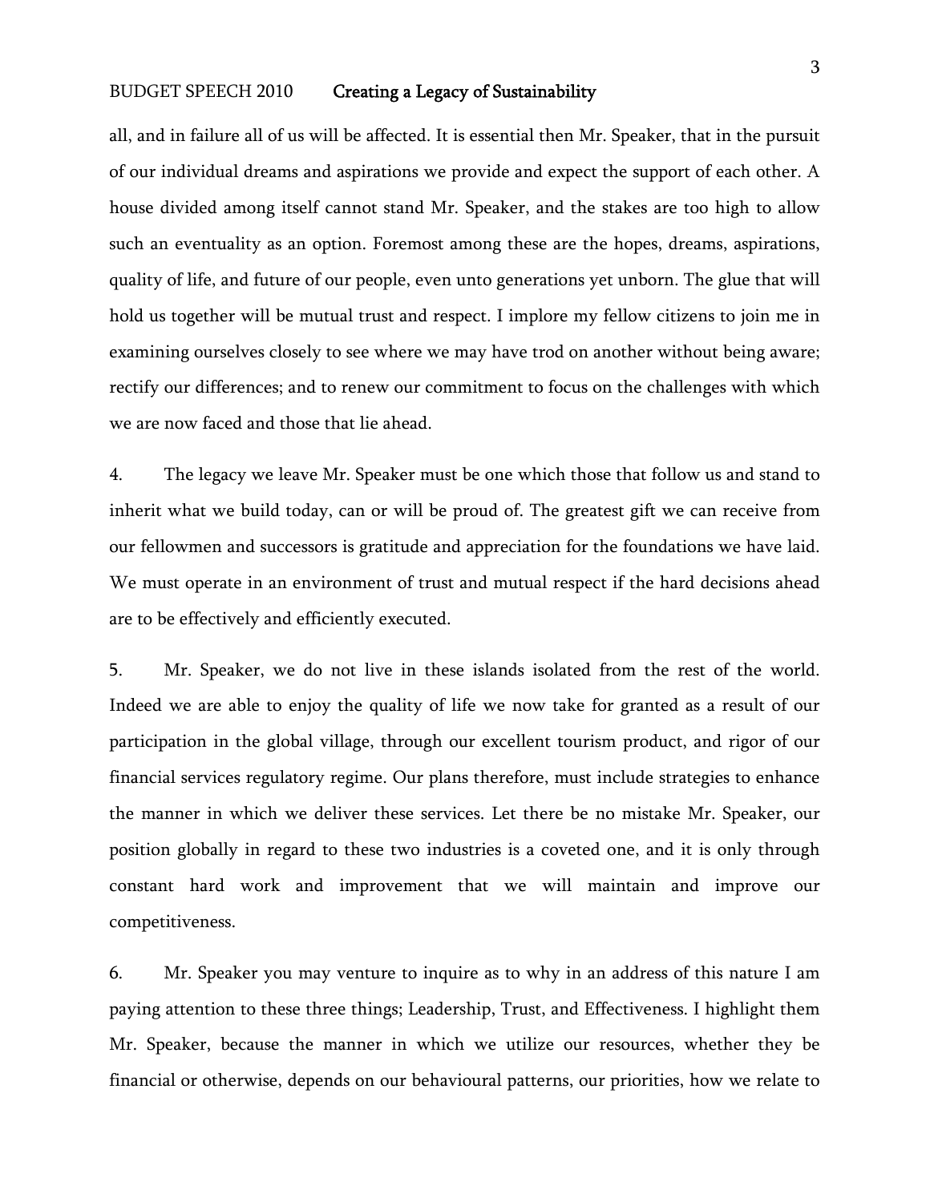all, and in failure all of us will be affected. It is essential then Mr. Speaker, that in the pursuit of our individual dreams and aspirations we provide and expect the support of each other. A house divided among itself cannot stand Mr. Speaker, and the stakes are too high to allow such an eventuality as an option. Foremost among these are the hopes, dreams, aspirations, quality of life, and future of our people, even unto generations yet unborn. The glue that will hold us together will be mutual trust and respect. I implore my fellow citizens to join me in examining ourselves closely to see where we may have trod on another without being aware; rectify our differences; and to renew our commitment to focus on the challenges with which we are now faced and those that lie ahead.

4. The legacy we leave Mr. Speaker must be one which those that follow us and stand to inherit what we build today, can or will be proud of. The greatest gift we can receive from our fellowmen and successors is gratitude and appreciation for the foundations we have laid. We must operate in an environment of trust and mutual respect if the hard decisions ahead are to be effectively and efficiently executed.

5. Mr. Speaker, we do not live in these islands isolated from the rest of the world. Indeed we are able to enjoy the quality of life we now take for granted as a result of our participation in the global village, through our excellent tourism product, and rigor of our financial services regulatory regime. Our plans therefore, must include strategies to enhance the manner in which we deliver these services. Let there be no mistake Mr. Speaker, our position globally in regard to these two industries is a coveted one, and it is only through constant hard work and improvement that we will maintain and improve our competitiveness.

6. Mr. Speaker you may venture to inquire as to why in an address of this nature I am paying attention to these three things; Leadership, Trust, and Effectiveness. I highlight them Mr. Speaker, because the manner in which we utilize our resources, whether they be financial or otherwise, depends on our behavioural patterns, our priorities, how we relate to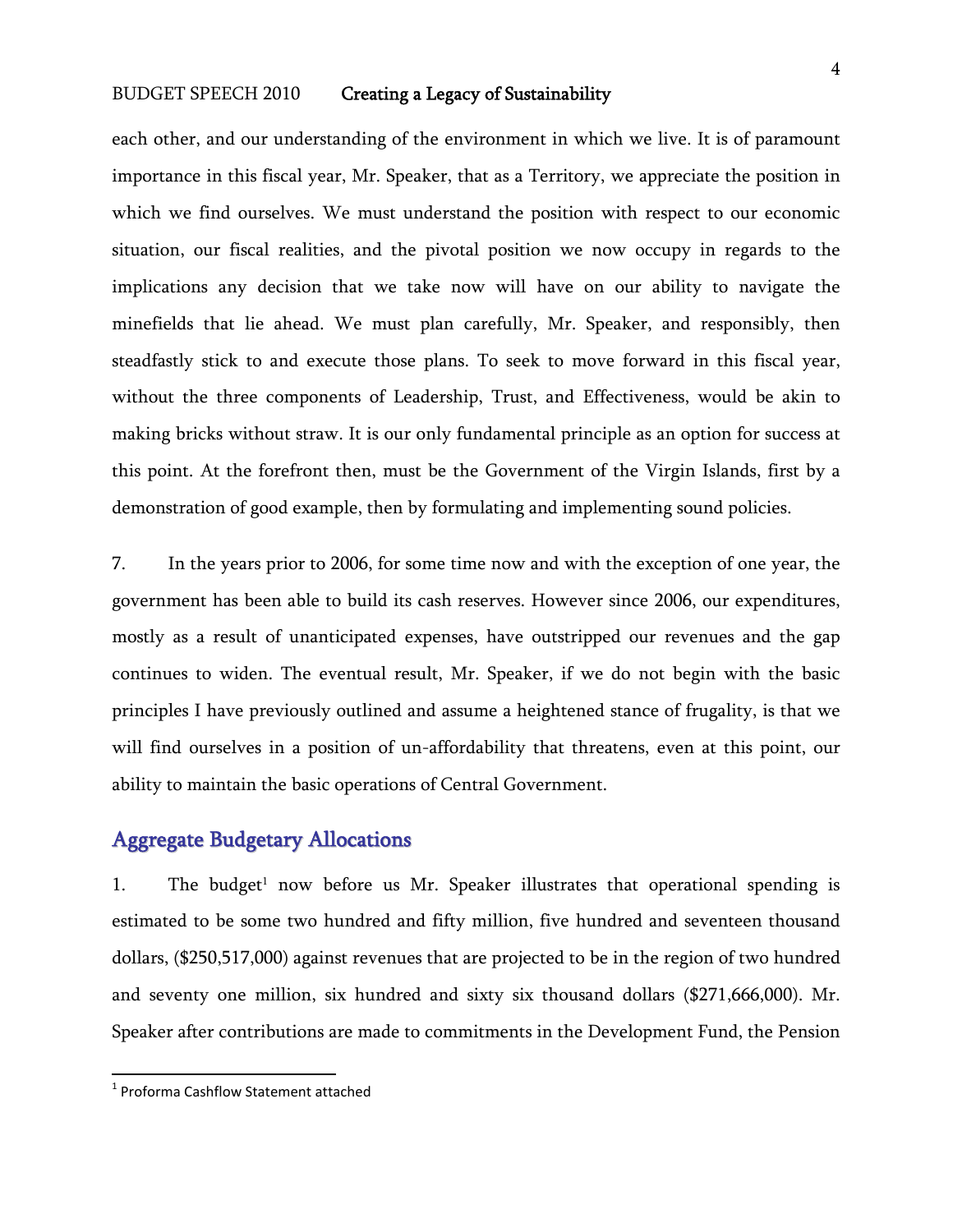each other, and our understanding of the environment in which we live. It is of paramount importance in this fiscal year, Mr. Speaker, that as a Territory, we appreciate the position in which we find ourselves. We must understand the position with respect to our economic situation, our fiscal realities, and the pivotal position we now occupy in regards to the implications any decision that we take now will have on our ability to navigate the minefields that lie ahead. We must plan carefully, Mr. Speaker, and responsibly, then steadfastly stick to and execute those plans. To seek to move forward in this fiscal year, without the three components of Leadership, Trust, and Effectiveness, would be akin to making bricks without straw. It is our only fundamental principle as an option for success at this point. At the forefront then, must be the Government of the Virgin Islands, first by a demonstration of good example, then by formulating and implementing sound policies.

7. In the years prior to 2006, for some time now and with the exception of one year, the government has been able to build its cash reserves. However since 2006, our expenditures, mostly as a result of unanticipated expenses, have outstripped our revenues and the gap continues to widen. The eventual result, Mr. Speaker, if we do not begin with the basic principles I have previously outlined and assume a heightened stance of frugality, is that we will find ourselves in a position of un-affordability that threatens, even at this point, our ability to maintain the basic operations of Central Government.

## Aggregate Budgetary Allocations

1. The budget[1] now before us Mr. Speaker illustrates that operational spending is estimated to be some two hundred and fifty million, five hundred and seventeen thousand dollars, ($250,517,000) against revenues that are projected to be in the region of two hundred and seventy one million, six hundred and sixty six thousand dollars ($271,666,000). Mr. Speaker after contributions are made to commitments in the Development Fund, the Pension

[1] Proforma Cashflow Statement attached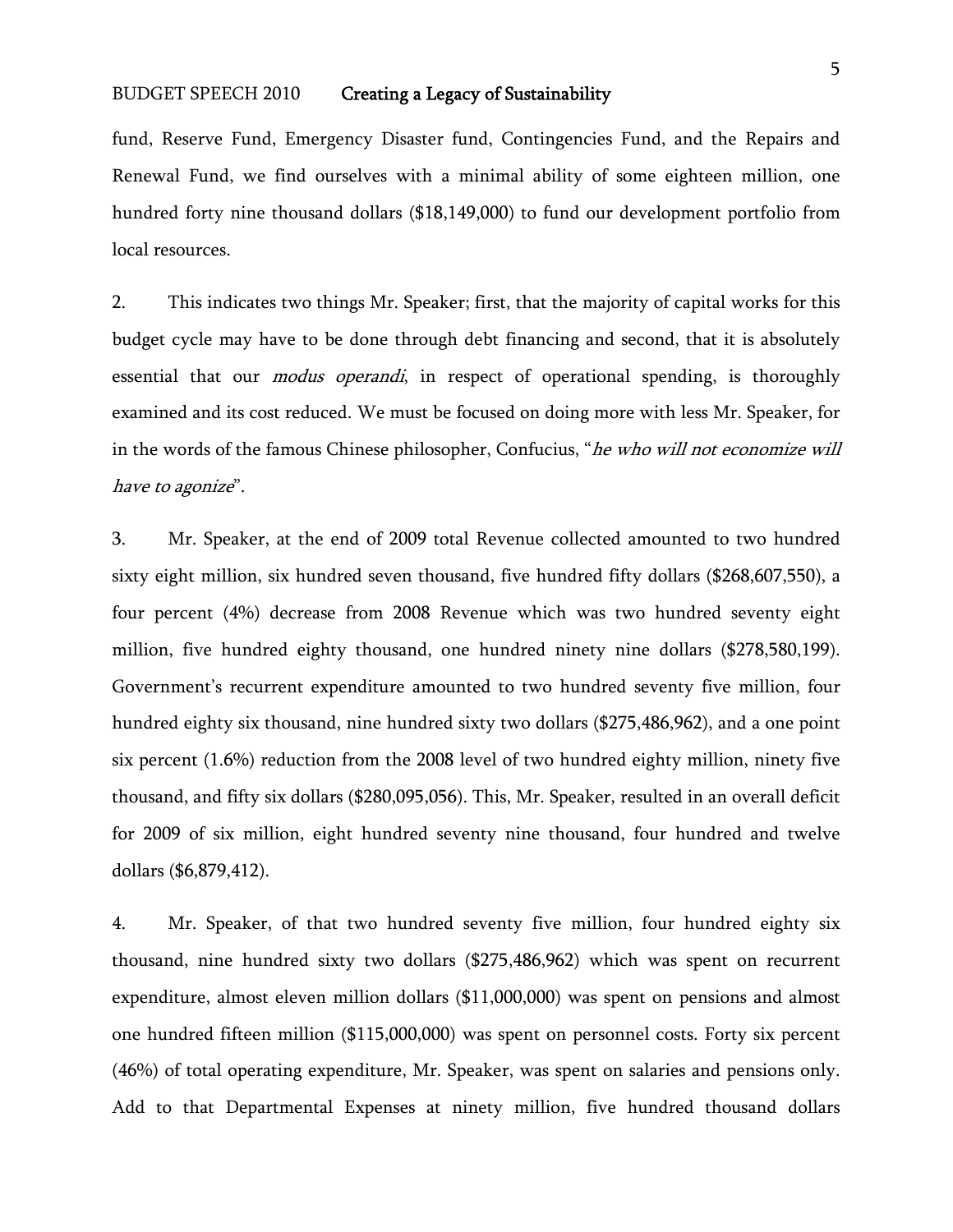fund, Reserve Fund, Emergency Disaster fund, Contingencies Fund, and the Repairs and Renewal Fund, we find ourselves with a minimal ability of some eighteen million, one hundred forty nine thousand dollars ($18,149,000) to fund our development portfolio from local resources.

2. This indicates two things Mr. Speaker; first, that the majority of capital works for this budget cycle may have to be done through debt financing and second, that it is absolutely essential that our *modus operandi*, in respect of operational spending, is thoroughly examined and its cost reduced. We must be focused on doing more with less Mr. Speaker, for in the words of the famous Chinese philosopher, Confucius, "*he who will not economize will have to agonize*".

3. Mr. Speaker, at the end of 2009 total Revenue collected amounted to two hundred sixty eight million, six hundred seven thousand, five hundred fifty dollars ($268,607,550), a four percent (4%) decrease from 2008 Revenue which was two hundred seventy eight million, five hundred eighty thousand, one hundred ninety nine dollars ($278,580,199). Government's recurrent expenditure amounted to two hundred seventy five million, four hundred eighty six thousand, nine hundred sixty two dollars ($275,486,962), and a one point six percent (1.6%) reduction from the 2008 level of two hundred eighty million, ninety five thousand, and fifty six dollars ($280,095,056). This, Mr. Speaker, resulted in an overall deficit for 2009 of six million, eight hundred seventy nine thousand, four hundred and twelve dollars ($6,879,412).

4. Mr. Speaker, of that two hundred seventy five million, four hundred eighty six thousand, nine hundred sixty two dollars ($275,486,962) which was spent on recurrent expenditure, almost eleven million dollars ($11,000,000) was spent on pensions and almost one hundred fifteen million ($115,000,000) was spent on personnel costs. Forty six percent (46%) of total operating expenditure, Mr. Speaker, was spent on salaries and pensions only. Add to that Departmental Expenses at ninety million, five hundred thousand dollars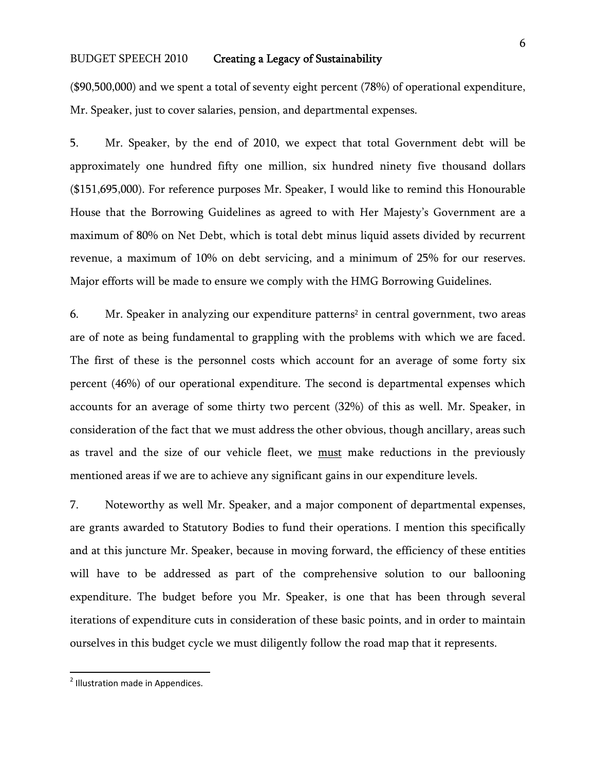($90,500,000) and we spent a total of seventy eight percent (78%) of operational expenditure, Mr. Speaker, just to cover salaries, pension, and departmental expenses.

5. Mr. Speaker, by the end of 2010, we expect that total Government debt will be approximately one hundred fifty one million, six hundred ninety five thousand dollars ($151,695,000). For reference purposes Mr. Speaker, I would like to remind this Honourable House that the Borrowing Guidelines as agreed to with Her Majesty's Government are a maximum of 80% on Net Debt, which is total debt minus liquid assets divided by recurrent revenue, a maximum of 10% on debt servicing, and a minimum of 25% for our reserves. Major efforts will be made to ensure we comply with the HMG Borrowing Guidelines.

6. Mr. Speaker in analyzing our expenditure patterns[2] in central government, two areas are of note as being fundamental to grappling with the problems with which we are faced. The first of these is the personnel costs which account for an average of some forty six percent (46%) of our operational expenditure. The second is departmental expenses which accounts for an average of some thirty two percent (32%) of this as well. Mr. Speaker, in consideration of the fact that we must address the other obvious, though ancillary, areas such as travel and the size of our vehicle fleet, we <u>must</u> make reductions in the previously mentioned areas if we are to achieve any significant gains in our expenditure levels.

7. Noteworthy as well Mr. Speaker, and a major component of departmental expenses, are grants awarded to Statutory Bodies to fund their operations. I mention this specifically and at this juncture Mr. Speaker, because in moving forward, the efficiency of these entities will have to be addressed as part of the comprehensive solution to our ballooning expenditure. The budget before you Mr. Speaker, is one that has been through several iterations of expenditure cuts in consideration of these basic points, and in order to maintain ourselves in this budget cycle we must diligently follow the road map that it represents.

[2] Illustration made in Appendices.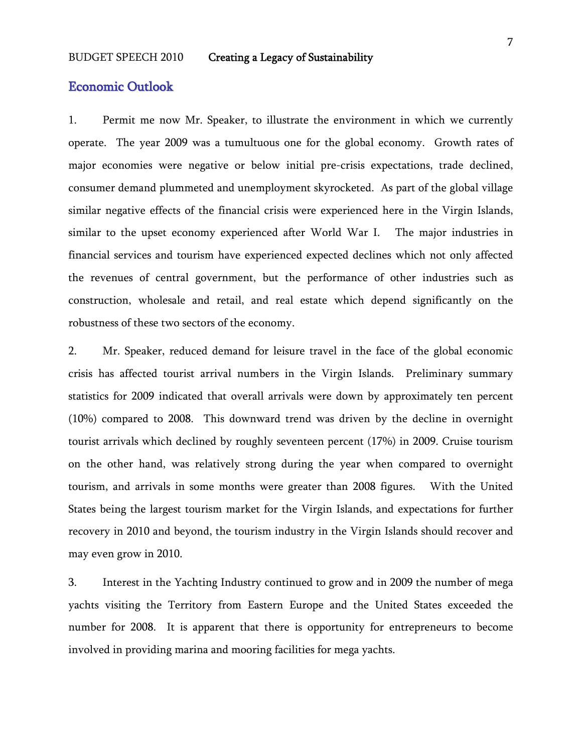## Economic Outlook

1. Permit me now Mr. Speaker, to illustrate the environment in which we currently operate. The year 2009 was a tumultuous one for the global economy. Growth rates of major economies were negative or below initial pre-crisis expectations, trade declined, consumer demand plummeted and unemployment skyrocketed. As part of the global village similar negative effects of the financial crisis were experienced here in the Virgin Islands, similar to the upset economy experienced after World War I. The major industries in financial services and tourism have experienced expected declines which not only affected the revenues of central government, but the performance of other industries such as construction, wholesale and retail, and real estate which depend significantly on the robustness of these two sectors of the economy.

2. Mr. Speaker, reduced demand for leisure travel in the face of the global economic crisis has affected tourist arrival numbers in the Virgin Islands. Preliminary summary statistics for 2009 indicated that overall arrivals were down by approximately ten percent (10%) compared to 2008. This downward trend was driven by the decline in overnight tourist arrivals which declined by roughly seventeen percent (17%) in 2009. Cruise tourism on the other hand, was relatively strong during the year when compared to overnight tourism, and arrivals in some months were greater than 2008 figures. With the United States being the largest tourism market for the Virgin Islands, and expectations for further recovery in 2010 and beyond, the tourism industry in the Virgin Islands should recover and may even grow in 2010.

3. Interest in the Yachting Industry continued to grow and in 2009 the number of mega yachts visiting the Territory from Eastern Europe and the United States exceeded the number for 2008. It is apparent that there is opportunity for entrepreneurs to become involved in providing marina and mooring facilities for mega yachts.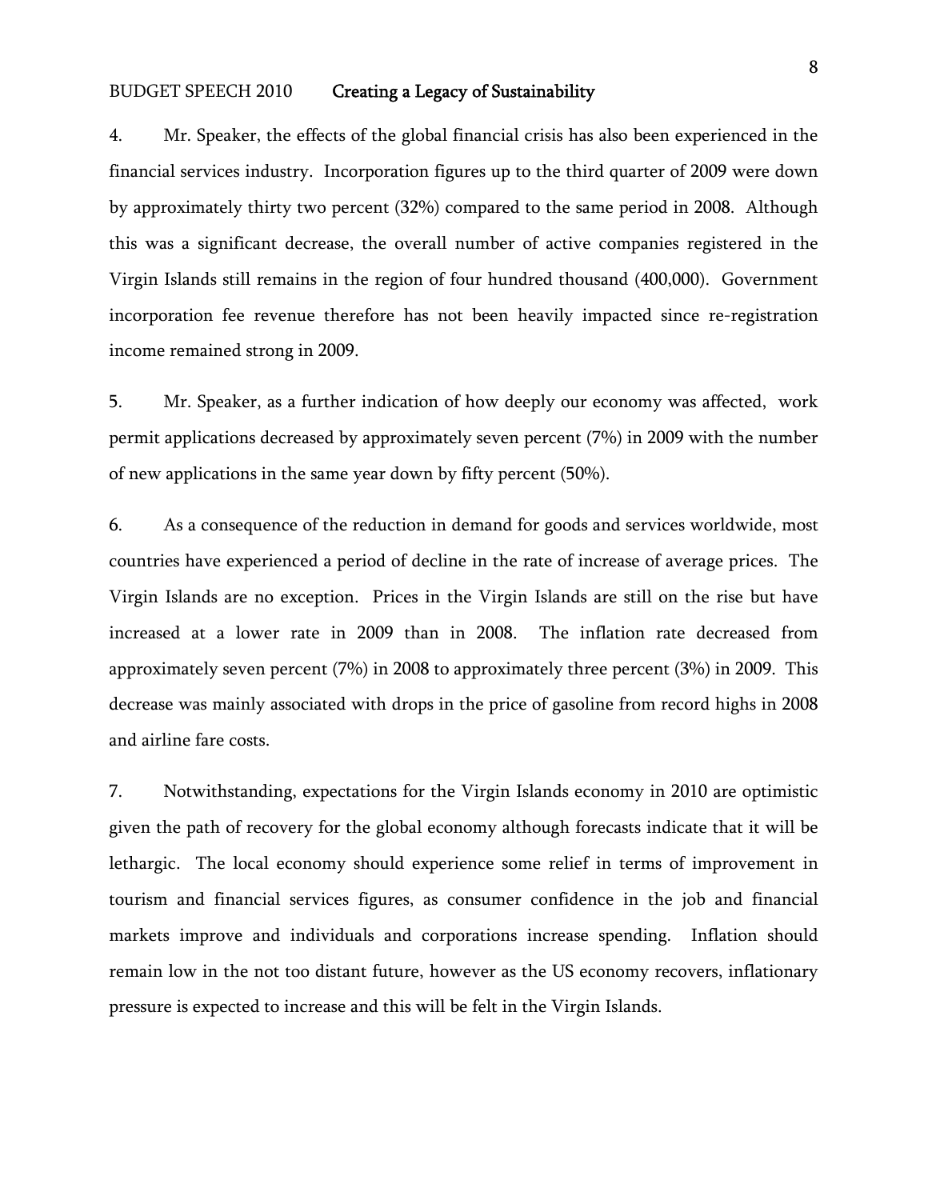4. Mr. Speaker, the effects of the global financial crisis has also been experienced in the financial services industry. Incorporation figures up to the third quarter of 2009 were down by approximately thirty two percent (32%) compared to the same period in 2008. Although this was a significant decrease, the overall number of active companies registered in the Virgin Islands still remains in the region of four hundred thousand (400,000). Government incorporation fee revenue therefore has not been heavily impacted since re-registration income remained strong in 2009.

5. Mr. Speaker, as a further indication of how deeply our economy was affected, work permit applications decreased by approximately seven percent (7%) in 2009 with the number of new applications in the same year down by fifty percent (50%).

6. As a consequence of the reduction in demand for goods and services worldwide, most countries have experienced a period of decline in the rate of increase of average prices. The Virgin Islands are no exception. Prices in the Virgin Islands are still on the rise but have increased at a lower rate in 2009 than in 2008. The inflation rate decreased from approximately seven percent (7%) in 2008 to approximately three percent (3%) in 2009. This decrease was mainly associated with drops in the price of gasoline from record highs in 2008 and airline fare costs.

7. Notwithstanding, expectations for the Virgin Islands economy in 2010 are optimistic given the path of recovery for the global economy although forecasts indicate that it will be lethargic. The local economy should experience some relief in terms of improvement in tourism and financial services figures, as consumer confidence in the job and financial markets improve and individuals and corporations increase spending. Inflation should remain low in the not too distant future, however as the US economy recovers, inflationary pressure is expected to increase and this will be felt in the Virgin Islands.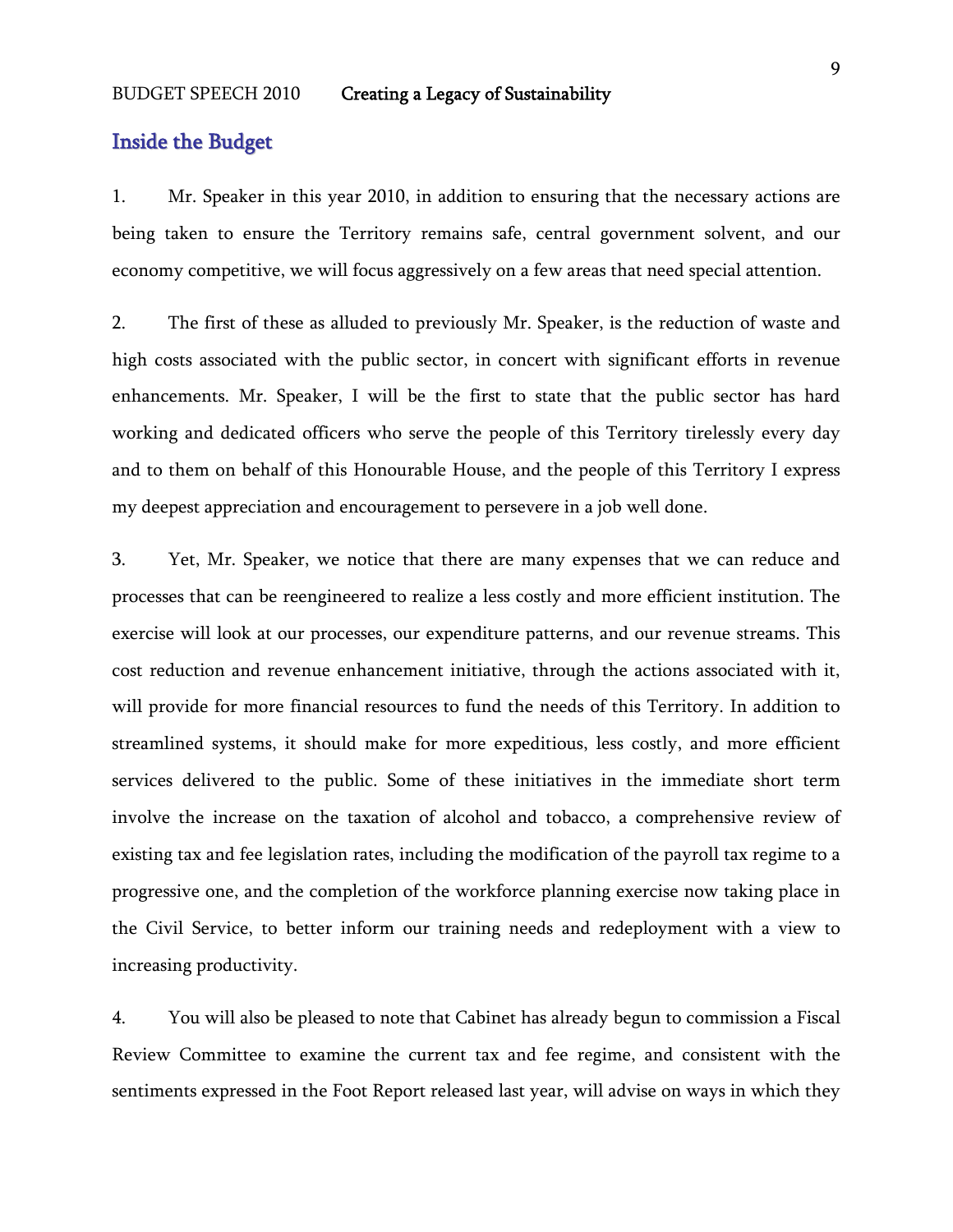## Inside the Budget

1. Mr. Speaker in this year 2010, in addition to ensuring that the necessary actions are being taken to ensure the Territory remains safe, central government solvent, and our economy competitive, we will focus aggressively on a few areas that need special attention.

2. The first of these as alluded to previously Mr. Speaker, is the reduction of waste and high costs associated with the public sector, in concert with significant efforts in revenue enhancements. Mr. Speaker, I will be the first to state that the public sector has hard working and dedicated officers who serve the people of this Territory tirelessly every day and to them on behalf of this Honourable House, and the people of this Territory I express my deepest appreciation and encouragement to persevere in a job well done.

3. Yet, Mr. Speaker, we notice that there are many expenses that we can reduce and processes that can be reengineered to realize a less costly and more efficient institution. The exercise will look at our processes, our expenditure patterns, and our revenue streams. This cost reduction and revenue enhancement initiative, through the actions associated with it, will provide for more financial resources to fund the needs of this Territory. In addition to streamlined systems, it should make for more expeditious, less costly, and more efficient services delivered to the public. Some of these initiatives in the immediate short term involve the increase on the taxation of alcohol and tobacco, a comprehensive review of existing tax and fee legislation rates, including the modification of the payroll tax regime to a progressive one, and the completion of the workforce planning exercise now taking place in the Civil Service, to better inform our training needs and redeployment with a view to increasing productivity.

4. You will also be pleased to note that Cabinet has already begun to commission a Fiscal Review Committee to examine the current tax and fee regime, and consistent with the sentiments expressed in the Foot Report released last year, will advise on ways in which they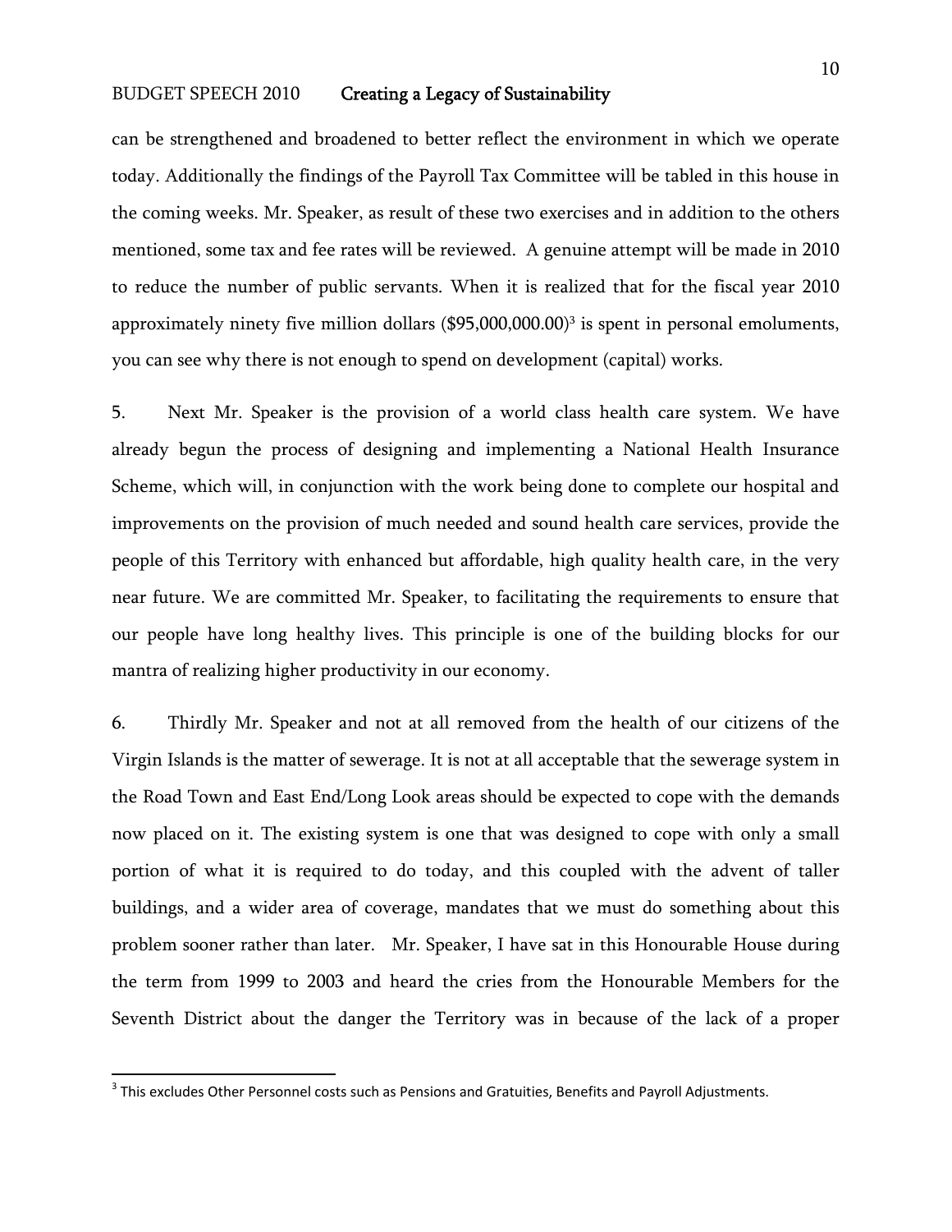can be strengthened and broadened to better reflect the environment in which we operate today. Additionally the findings of the Payroll Tax Committee will be tabled in this house in the coming weeks. Mr. Speaker, as result of these two exercises and in addition to the others mentioned, some tax and fee rates will be reviewed. A genuine attempt will be made in 2010 to reduce the number of public servants. When it is realized that for the fiscal year 2010 approximately ninety five million dollars ($95,000,000.00)[3] is spent in personal emoluments, you can see why there is not enough to spend on development (capital) works.

5. Next Mr. Speaker is the provision of a world class health care system. We have already begun the process of designing and implementing a National Health Insurance Scheme, which will, in conjunction with the work being done to complete our hospital and improvements on the provision of much needed and sound health care services, provide the people of this Territory with enhanced but affordable, high quality health care, in the very near future. We are committed Mr. Speaker, to facilitating the requirements to ensure that our people have long healthy lives. This principle is one of the building blocks for our mantra of realizing higher productivity in our economy.

6. Thirdly Mr. Speaker and not at all removed from the health of our citizens of the Virgin Islands is the matter of sewerage. It is not at all acceptable that the sewerage system in the Road Town and East End/Long Look areas should be expected to cope with the demands now placed on it. The existing system is one that was designed to cope with only a small portion of what it is required to do today, and this coupled with the advent of taller buildings, and a wider area of coverage, mandates that we must do something about this problem sooner rather than later. Mr. Speaker, I have sat in this Honourable House during the term from 1999 to 2003 and heard the cries from the Honourable Members for the Seventh District about the danger the Territory was in because of the lack of a proper

[3] This excludes Other Personnel costs such as Pensions and Gratuities, Benefits and Payroll Adjustments.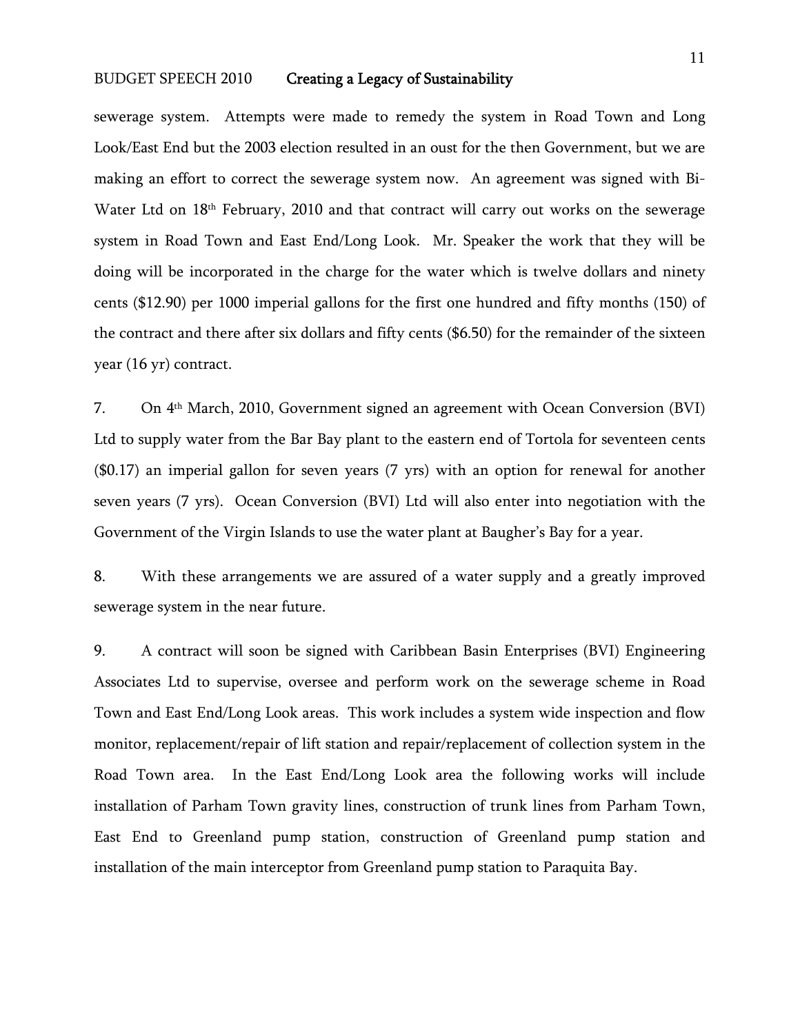sewerage system. Attempts were made to remedy the system in Road Town and Long Look/East End but the 2003 election resulted in an oust for the then Government, but we are making an effort to correct the sewerage system now. An agreement was signed with Bi-Water Ltd on 18th February, 2010 and that contract will carry out works on the sewerage system in Road Town and East End/Long Look. Mr. Speaker the work that they will be doing will be incorporated in the charge for the water which is twelve dollars and ninety cents ($12.90) per 1000 imperial gallons for the first one hundred and fifty months (150) of the contract and there after six dollars and fifty cents ($6.50) for the remainder of the sixteen year (16 yr) contract.

7. On 4th March, 2010, Government signed an agreement with Ocean Conversion (BVI) Ltd to supply water from the Bar Bay plant to the eastern end of Tortola for seventeen cents ($0.17) an imperial gallon for seven years (7 yrs) with an option for renewal for another seven years (7 yrs). Ocean Conversion (BVI) Ltd will also enter into negotiation with the Government of the Virgin Islands to use the water plant at Baugher's Bay for a year.

8. With these arrangements we are assured of a water supply and a greatly improved sewerage system in the near future.

9. A contract will soon be signed with Caribbean Basin Enterprises (BVI) Engineering Associates Ltd to supervise, oversee and perform work on the sewerage scheme in Road Town and East End/Long Look areas. This work includes a system wide inspection and flow monitor, replacement/repair of lift station and repair/replacement of collection system in the Road Town area. In the East End/Long Look area the following works will include installation of Parham Town gravity lines, construction of trunk lines from Parham Town, East End to Greenland pump station, construction of Greenland pump station and installation of the main interceptor from Greenland pump station to Paraquita Bay.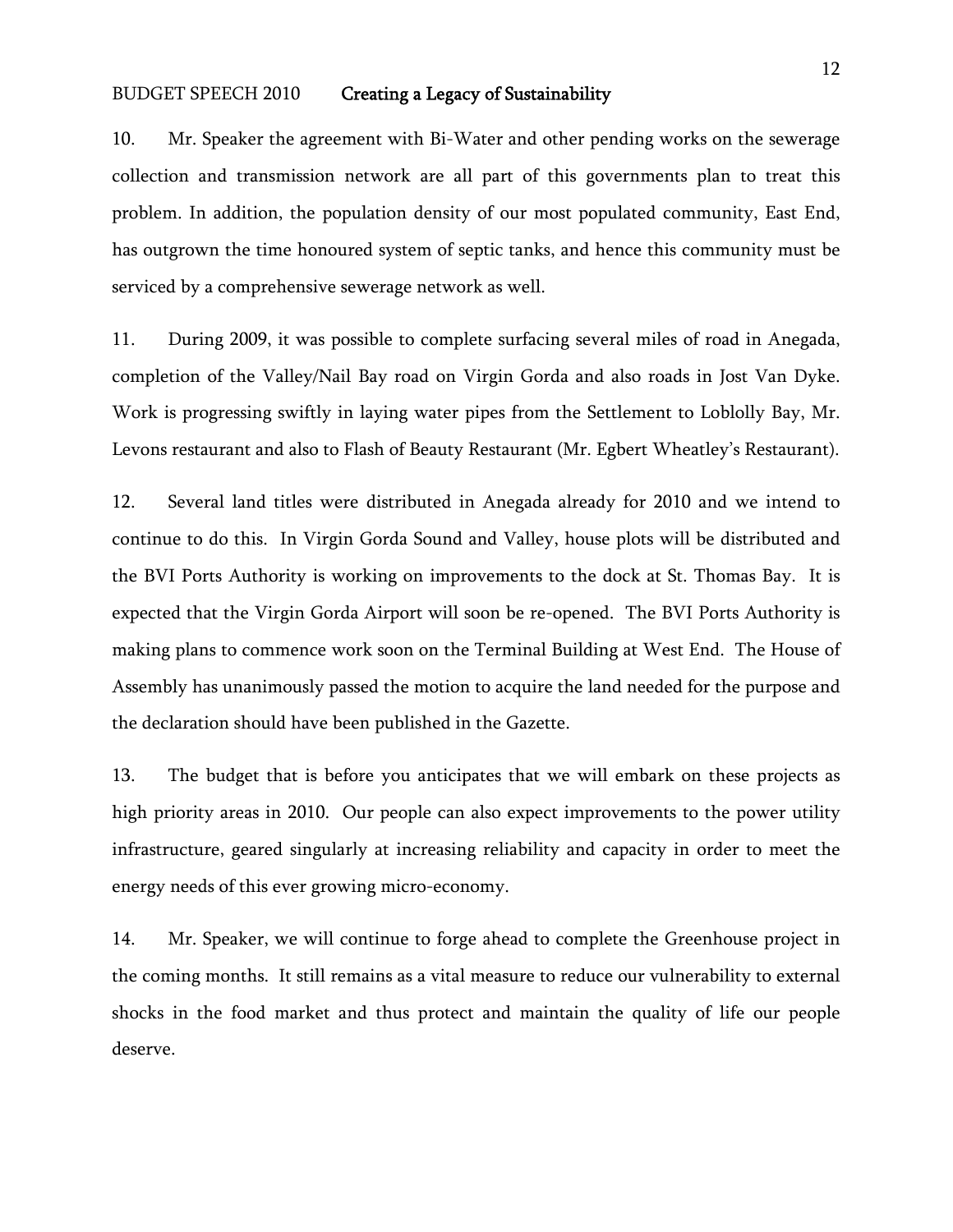10. Mr. Speaker the agreement with Bi-Water and other pending works on the sewerage collection and transmission network are all part of this governments plan to treat this problem. In addition, the population density of our most populated community, East End, has outgrown the time honoured system of septic tanks, and hence this community must be serviced by a comprehensive sewerage network as well.

11. During 2009, it was possible to complete surfacing several miles of road in Anegada, completion of the Valley/Nail Bay road on Virgin Gorda and also roads in Jost Van Dyke. Work is progressing swiftly in laying water pipes from the Settlement to Loblolly Bay, Mr. Levons restaurant and also to Flash of Beauty Restaurant (Mr. Egbert Wheatley's Restaurant).

12. Several land titles were distributed in Anegada already for 2010 and we intend to continue to do this. In Virgin Gorda Sound and Valley, house plots will be distributed and the BVI Ports Authority is working on improvements to the dock at St. Thomas Bay. It is expected that the Virgin Gorda Airport will soon be re-opened. The BVI Ports Authority is making plans to commence work soon on the Terminal Building at West End. The House of Assembly has unanimously passed the motion to acquire the land needed for the purpose and the declaration should have been published in the Gazette.

13. The budget that is before you anticipates that we will embark on these projects as high priority areas in 2010. Our people can also expect improvements to the power utility infrastructure, geared singularly at increasing reliability and capacity in order to meet the energy needs of this ever growing micro-economy.

14. Mr. Speaker, we will continue to forge ahead to complete the Greenhouse project in the coming months. It still remains as a vital measure to reduce our vulnerability to external shocks in the food market and thus protect and maintain the quality of life our people deserve.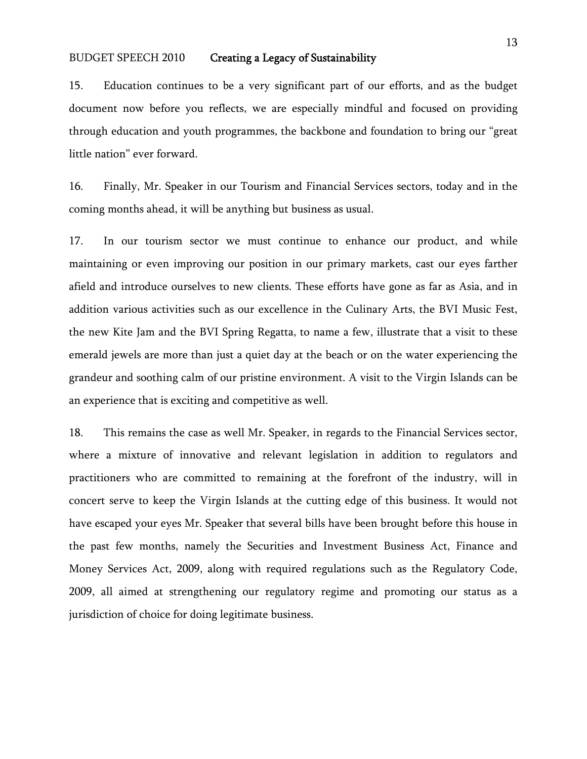15. Education continues to be a very significant part of our efforts, and as the budget document now before you reflects, we are especially mindful and focused on providing through education and youth programmes, the backbone and foundation to bring our "great little nation" ever forward.

16. Finally, Mr. Speaker in our Tourism and Financial Services sectors, today and in the coming months ahead, it will be anything but business as usual.

17. In our tourism sector we must continue to enhance our product, and while maintaining or even improving our position in our primary markets, cast our eyes farther afield and introduce ourselves to new clients. These efforts have gone as far as Asia, and in addition various activities such as our excellence in the Culinary Arts, the BVI Music Fest, the new Kite Jam and the BVI Spring Regatta, to name a few, illustrate that a visit to these emerald jewels are more than just a quiet day at the beach or on the water experiencing the grandeur and soothing calm of our pristine environment. A visit to the Virgin Islands can be an experience that is exciting and competitive as well.

18. This remains the case as well Mr. Speaker, in regards to the Financial Services sector, where a mixture of innovative and relevant legislation in addition to regulators and practitioners who are committed to remaining at the forefront of the industry, will in concert serve to keep the Virgin Islands at the cutting edge of this business. It would not have escaped your eyes Mr. Speaker that several bills have been brought before this house in the past few months, namely the Securities and Investment Business Act, Finance and Money Services Act, 2009, along with required regulations such as the Regulatory Code, 2009, all aimed at strengthening our regulatory regime and promoting our status as a jurisdiction of choice for doing legitimate business.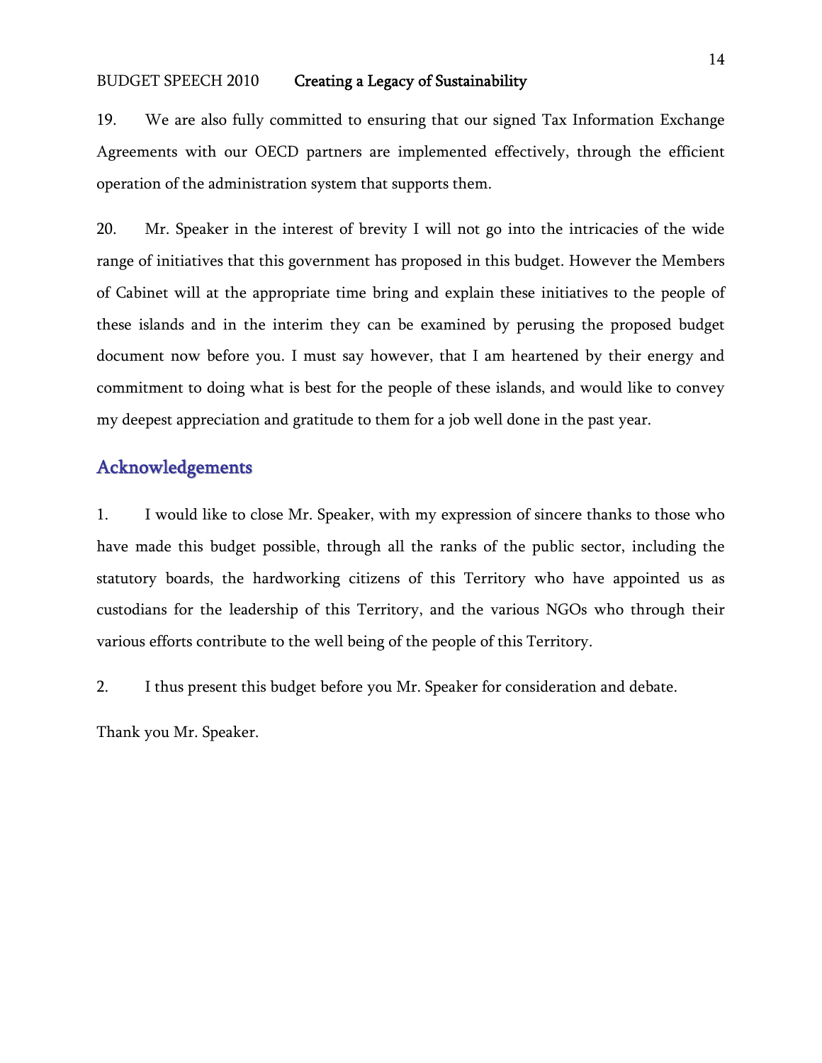19. We are also fully committed to ensuring that our signed Tax Information Exchange Agreements with our OECD partners are implemented effectively, through the efficient operation of the administration system that supports them.

20. Mr. Speaker in the interest of brevity I will not go into the intricacies of the wide range of initiatives that this government has proposed in this budget. However the Members of Cabinet will at the appropriate time bring and explain these initiatives to the people of these islands and in the interim they can be examined by perusing the proposed budget document now before you. I must say however, that I am heartened by their energy and commitment to doing what is best for the people of these islands, and would like to convey my deepest appreciation and gratitude to them for a job well done in the past year.

## Acknowledgements

1. I would like to close Mr. Speaker, with my expression of sincere thanks to those who have made this budget possible, through all the ranks of the public sector, including the statutory boards, the hardworking citizens of this Territory who have appointed us as custodians for the leadership of this Territory, and the various NGOs who through their various efforts contribute to the well being of the people of this Territory.

2. I thus present this budget before you Mr. Speaker for consideration and debate.

Thank you Mr. Speaker.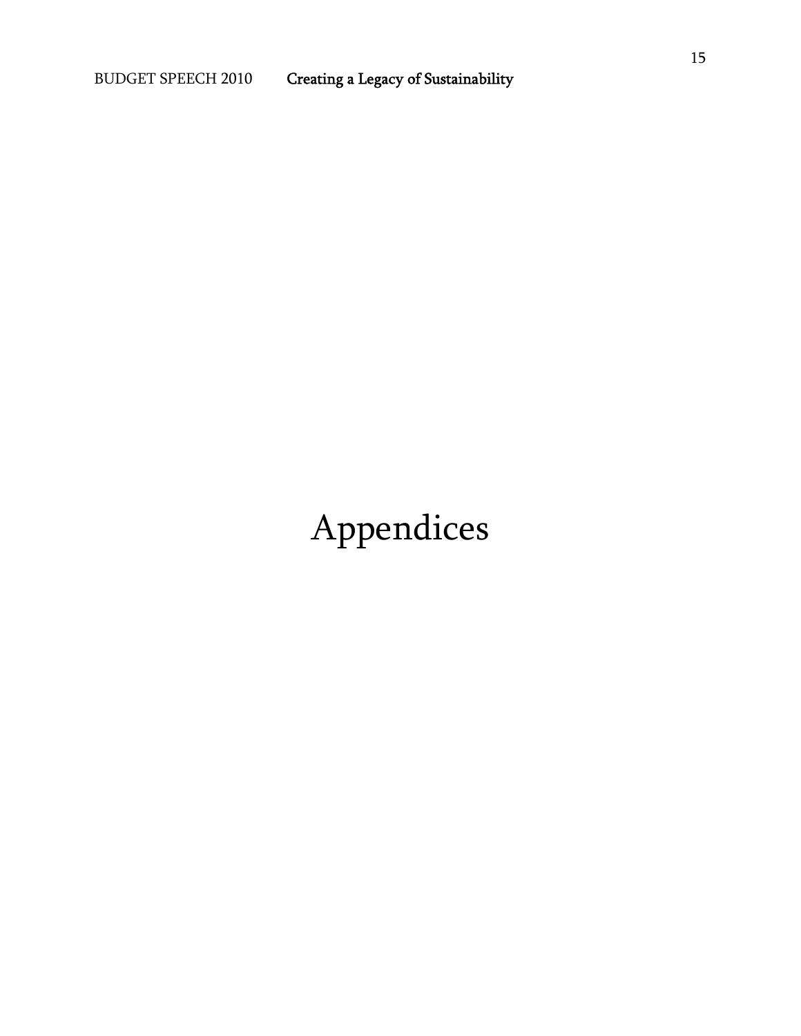# Appendices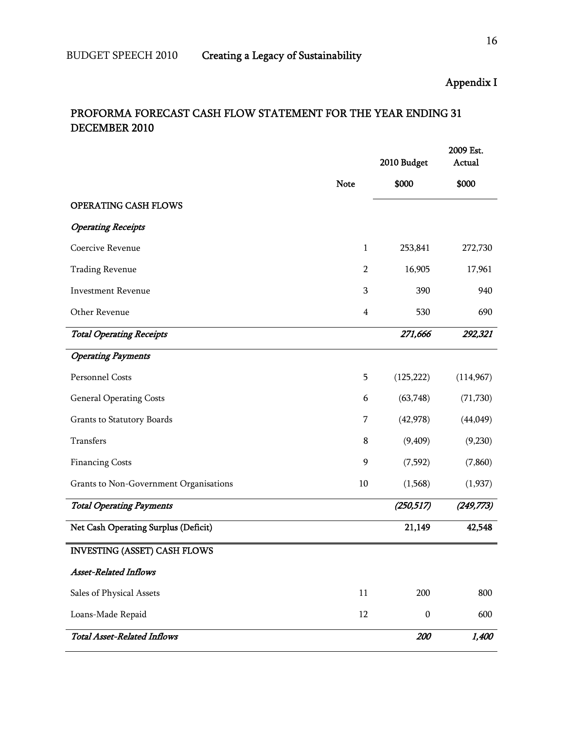Appendix I

## PROFORMA FORECAST CASH FLOW STATEMENT FOR THE YEAR ENDING 31 DECEMBER 2010

| | Note | 2010 Budget<br>$000 | 2009 Est. Actual<br>$000 |
|---|---|---|---|
| OPERATING CASH FLOWS | | | |
| *Operating Receipts* | | | |
| Coercive Revenue | 1 | 253,841 | 272,730 |
| Trading Revenue | 2 | 16,905 | 17,961 |
| Investment Revenue | 3 | 390 | 940 |
| Other Revenue | 4 | 530 | 690 |
| ***Total Operating Receipts*** | | ***271,666*** | ***292,321*** |
| *Operating Payments* | | | |
| Personnel Costs | 5 | (125,222) | (114,967) |
| General Operating Costs | 6 | (63,748) | (71,730) |
| Grants to Statutory Boards | 7 | (42,978) | (44,049) |
| Transfers | 8 | (9,409) | (9,230) |
| Financing Costs | 9 | (7,592) | (7,860) |
| Grants to Non-Government Organisations | 10 | (1,568) | (1,937) |
| ***Total Operating Payments*** | | ***(250,517)*** | ***(249,773)*** |
| **Net Cash Operating Surplus (Deficit)** | | **21,149** | **42,548** |
| INVESTING (ASSET) CASH FLOWS | | | |
| *Asset-Related Inflows* | | | |
| Sales of Physical Assets | 11 | 200 | 800 |
| Loans-Made Repaid | 12 | 0 | 600 |
| ***Total Asset-Related Inflows*** | | ***200*** | ***1,400*** |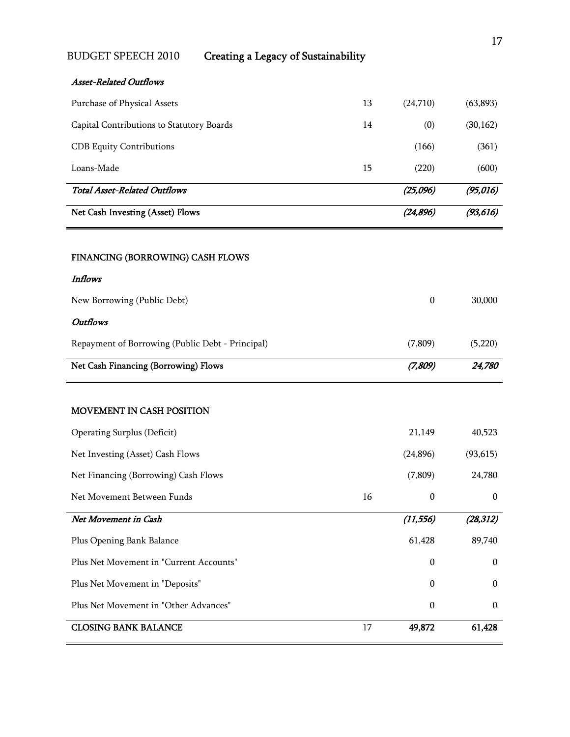| | | | |
|---|---|---|---|
| ***Asset-Related Outflows*** | | | |
| Purchase of Physical Assets | 13 | (24,710) | (63,893) |
| Capital Contributions to Statutory Boards | 14 | (0) | (30,162) |
| CDB Equity Contributions | | (166) | (361) |
| Loans-Made | 15 | (220) | (600) |
| ***Total Asset-Related Outflows*** | | ***(25,096)*** | ***(95,016)*** |
| **Net Cash Investing (Asset) Flows** | | ***(24,896)*** | ***(93,616)*** |

| | | | |
|---|---|---|---|
| **FINANCING (BORROWING) CASH FLOWS** | | | |
| ***Inflows*** | | | |
| New Borrowing (Public Debt) | | 0 | 30,000 |
| ***Outflows*** | | | |
| Repayment of Borrowing (Public Debt - Principal) | | (7,809) | (5,220) |
| **Net Cash Financing (Borrowing) Flows** | | ***(7,809)*** | ***24,780*** |

| | | | |
|---|---|---|---|
| **MOVEMENT IN CASH POSITION** | | | |
| Operating Surplus (Deficit) | | 21,149 | 40,523 |
| Net Investing (Asset) Cash Flows | | (24,896) | (93,615) |
| Net Financing (Borrowing) Cash Flows | | (7,809) | 24,780 |
| Net Movement Between Funds | 16 | 0 | 0 |
| ***Net Movement in Cash*** | | ***(11,556)*** | ***(28,312)*** |
| Plus Opening Bank Balance | | 61,428 | 89,740 |
| Plus Net Movement in "Current Accounts" | | 0 | 0 |
| Plus Net Movement in "Deposits" | | 0 | 0 |
| Plus Net Movement in "Other Advances" | | 0 | 0 |
| **CLOSING BANK BALANCE** | 17 | **49,872** | **61,428** |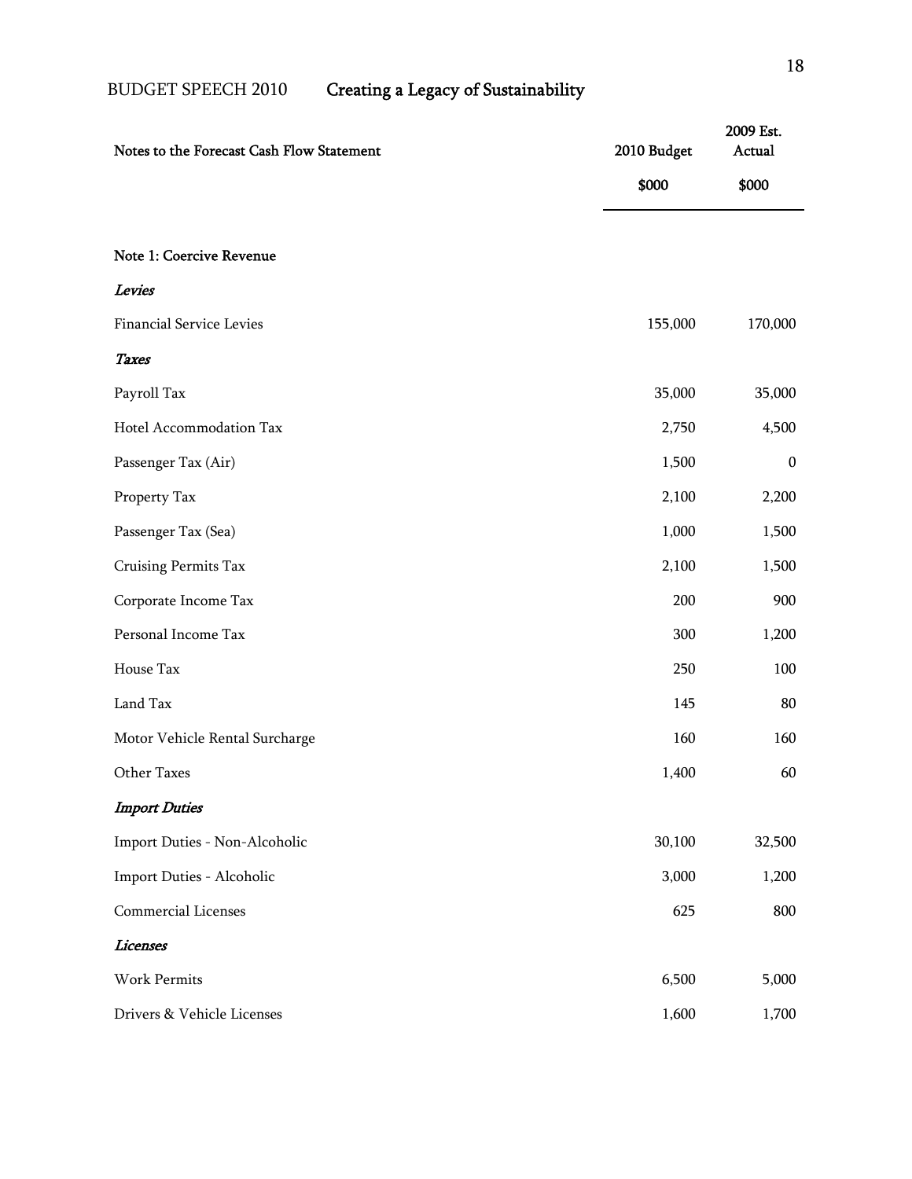| Notes to the Forecast Cash Flow Statement | 2010 Budget | 2009 Est. Actual |
|---|---|---|
| | $000 | $000 |
| **Note 1: Coercive Revenue** | | |
| ***Levies*** | | |
| Financial Service Levies | 155,000 | 170,000 |
| ***Taxes*** | | |
| Payroll Tax | 35,000 | 35,000 |
| Hotel Accommodation Tax | 2,750 | 4,500 |
| Passenger Tax (Air) | 1,500 | 0 |
| Property Tax | 2,100 | 2,200 |
| Passenger Tax (Sea) | 1,000 | 1,500 |
| Cruising Permits Tax | 2,100 | 1,500 |
| Corporate Income Tax | 200 | 900 |
| Personal Income Tax | 300 | 1,200 |
| House Tax | 250 | 100 |
| Land Tax | 145 | 80 |
| Motor Vehicle Rental Surcharge | 160 | 160 |
| Other Taxes | 1,400 | 60 |
| ***Import Duties*** | | |
| Import Duties - Non-Alcoholic | 30,100 | 32,500 |
| Import Duties - Alcoholic | 3,000 | 1,200 |
| Commercial Licenses | 625 | 800 |
| ***Licenses*** | | |
| Work Permits | 6,500 | 5,000 |
| Drivers & Vehicle Licenses | 1,600 | 1,700 |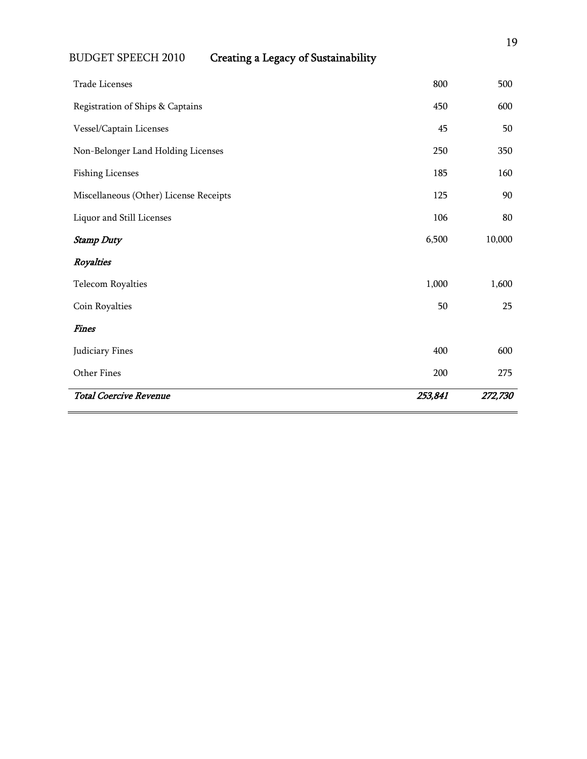| | | |
|---|---|---|
| Trade Licenses | 800 | 500 |
| Registration of Ships & Captains | 450 | 600 |
| Vessel/Captain Licenses | 45 | 50 |
| Non-Belonger Land Holding Licenses | 250 | 350 |
| Fishing Licenses | 185 | 160 |
| Miscellaneous (Other) License Receipts | 125 | 90 |
| Liquor and Still Licenses | 106 | 80 |
| ***Stamp Duty*** | 6,500 | 10,000 |
| ***Royalties*** | | |
| Telecom Royalties | 1,000 | 1,600 |
| Coin Royalties | 50 | 25 |
| ***Fines*** | | |
| Judiciary Fines | 400 | 600 |
| Other Fines | 200 | 275 |
| ***Total Coercive Revenue*** | ***253,841*** | ***272,730*** |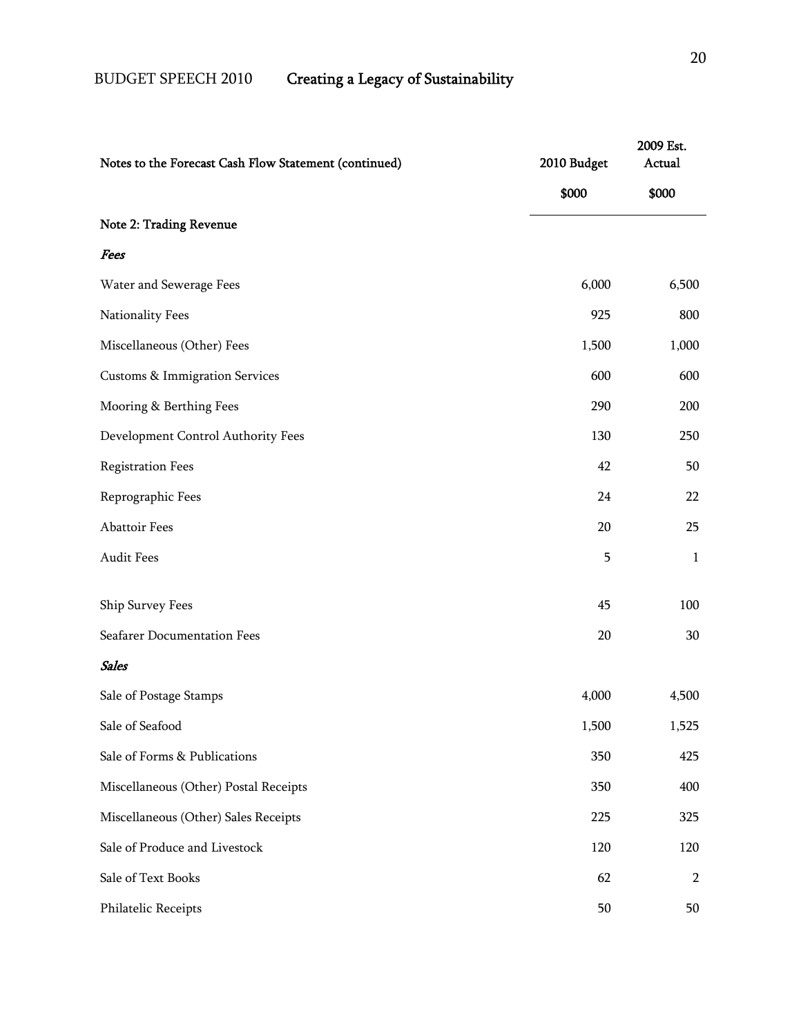| Notes to the Forecast Cash Flow Statement (continued) | 2010 Budget | 2009 Est. Actual |
|---|---|---|
| | $000 | $000 |
| **Note 2: Trading Revenue** | | |
| ***Fees*** | | |
| Water and Sewerage Fees | 6,000 | 6,500 |
| Nationality Fees | 925 | 800 |
| Miscellaneous (Other) Fees | 1,500 | 1,000 |
| Customs & Immigration Services | 600 | 600 |
| Mooring & Berthing Fees | 290 | 200 |
| Development Control Authority Fees | 130 | 250 |
| Registration Fees | 42 | 50 |
| Reprographic Fees | 24 | 22 |
| Abattoir Fees | 20 | 25 |
| Audit Fees | 5 | 1 |
| Ship Survey Fees | 45 | 100 |
| Seafarer Documentation Fees | 20 | 30 |
| ***Sales*** | | |
| Sale of Postage Stamps | 4,000 | 4,500 |
| Sale of Seafood | 1,500 | 1,525 |
| Sale of Forms & Publications | 350 | 425 |
| Miscellaneous (Other) Postal Receipts | 350 | 400 |
| Miscellaneous (Other) Sales Receipts | 225 | 325 |
| Sale of Produce and Livestock | 120 | 120 |
| Sale of Text Books | 62 | 2 |
| Philatelic Receipts | 50 | 50 |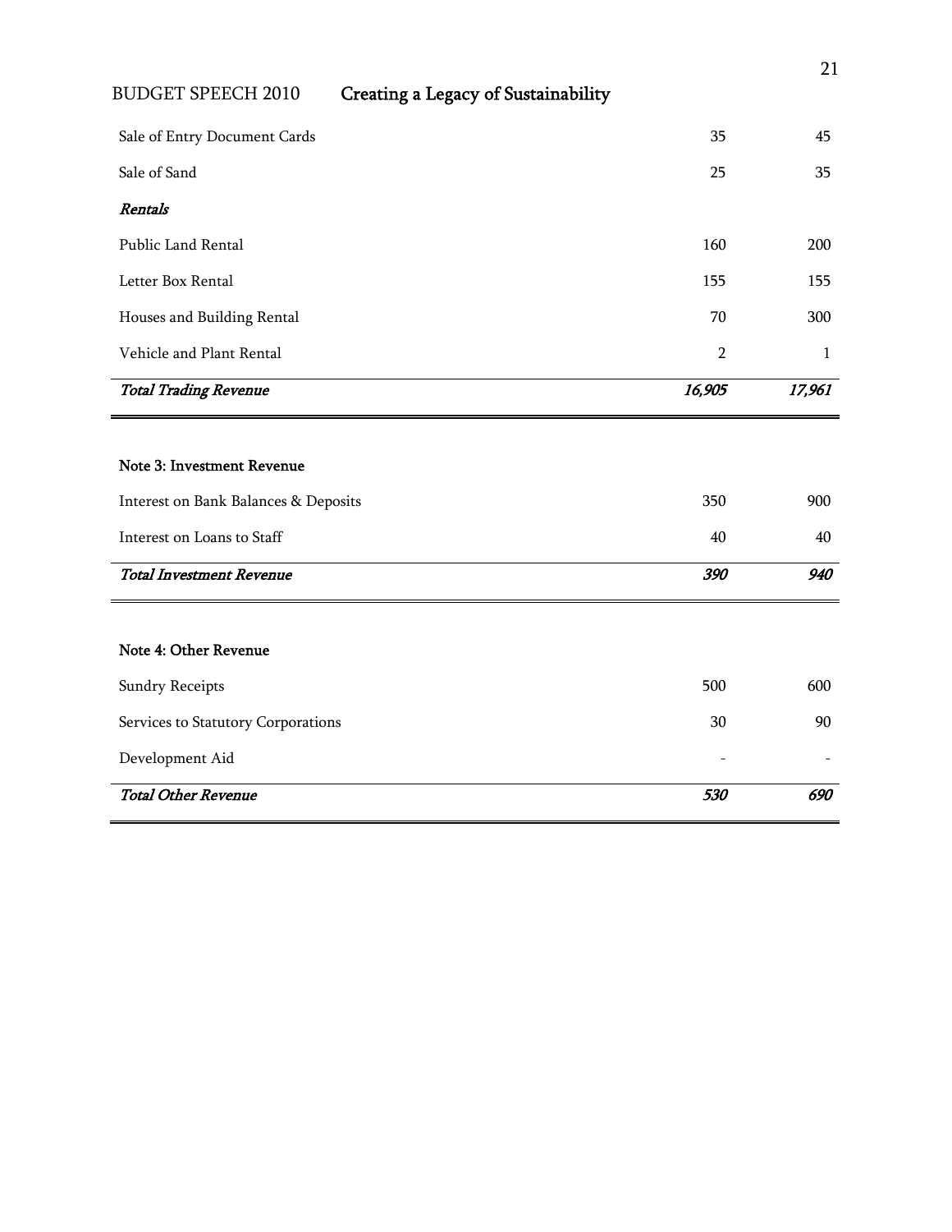| | | |
|---|---|---|
| Sale of Entry Document Cards | 35 | 45 |
| Sale of Sand | 25 | 35 |
| *Rentals* | | |
| Public Land Rental | 160 | 200 |
| Letter Box Rental | 155 | 155 |
| Houses and Building Rental | 70 | 300 |
| Vehicle and Plant Rental | 2 | 1 |
| *Total Trading Revenue* | *16,905* | *17,961* |

**Note 3: Investment Revenue**

| | | |
|---|---|---|
| Interest on Bank Balances & Deposits | 350 | 900 |
| Interest on Loans to Staff | 40 | 40 |
| *Total Investment Revenue* | *390* | *940* |

**Note 4: Other Revenue**

| | | |
|---|---|---|
| Sundry Receipts | 500 | 600 |
| Services to Statutory Corporations | 30 | 90 |
| Development Aid | - | - |
| *Total Other Revenue* | *530* | *690* |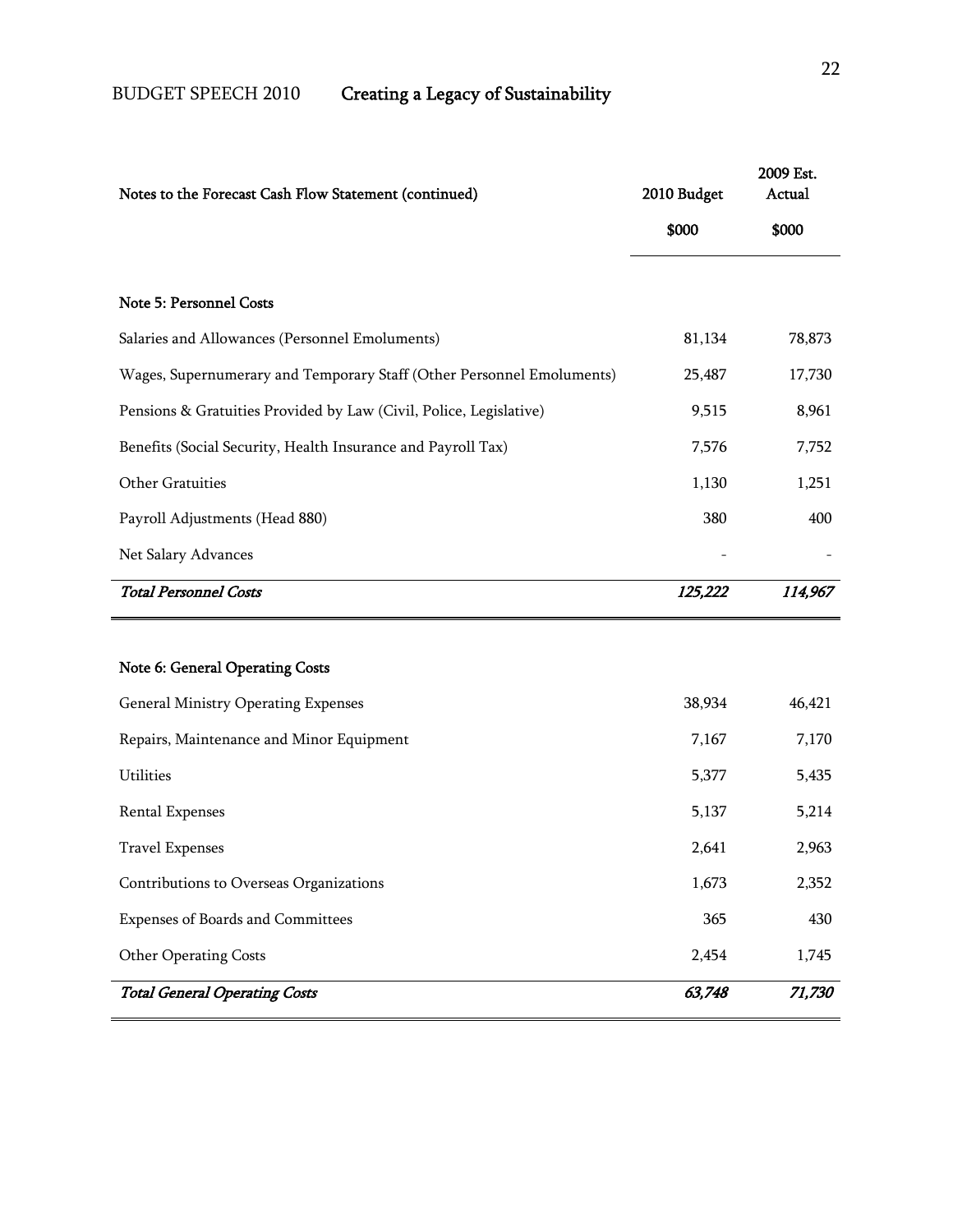| Notes to the Forecast Cash Flow Statement (continued) | 2010 Budget | 2009 Est. Actual |
|---|---|---|
| | $000 | $000 |
| **Note 5: Personnel Costs** | | |
| Salaries and Allowances (Personnel Emoluments) | 81,134 | 78,873 |
| Wages, Supernumerary and Temporary Staff (Other Personnel Emoluments) | 25,487 | 17,730 |
| Pensions & Gratuities Provided by Law (Civil, Police, Legislative) | 9,515 | 8,961 |
| Benefits (Social Security, Health Insurance and Payroll Tax) | 7,576 | 7,752 |
| Other Gratuities | 1,130 | 1,251 |
| Payroll Adjustments (Head 880) | 380 | 400 |
| Net Salary Advances | - | - |
| ***Total Personnel Costs*** | ***125,222*** | ***114,967*** |
| **Note 6: General Operating Costs** | | |
| General Ministry Operating Expenses | 38,934 | 46,421 |
| Repairs, Maintenance and Minor Equipment | 7,167 | 7,170 |
| Utilities | 5,377 | 5,435 |
| Rental Expenses | 5,137 | 5,214 |
| Travel Expenses | 2,641 | 2,963 |
| Contributions to Overseas Organizations | 1,673 | 2,352 |
| Expenses of Boards and Committees | 365 | 430 |
| Other Operating Costs | 2,454 | 1,745 |
| ***Total General Operating Costs*** | ***63,748*** | ***71,730*** |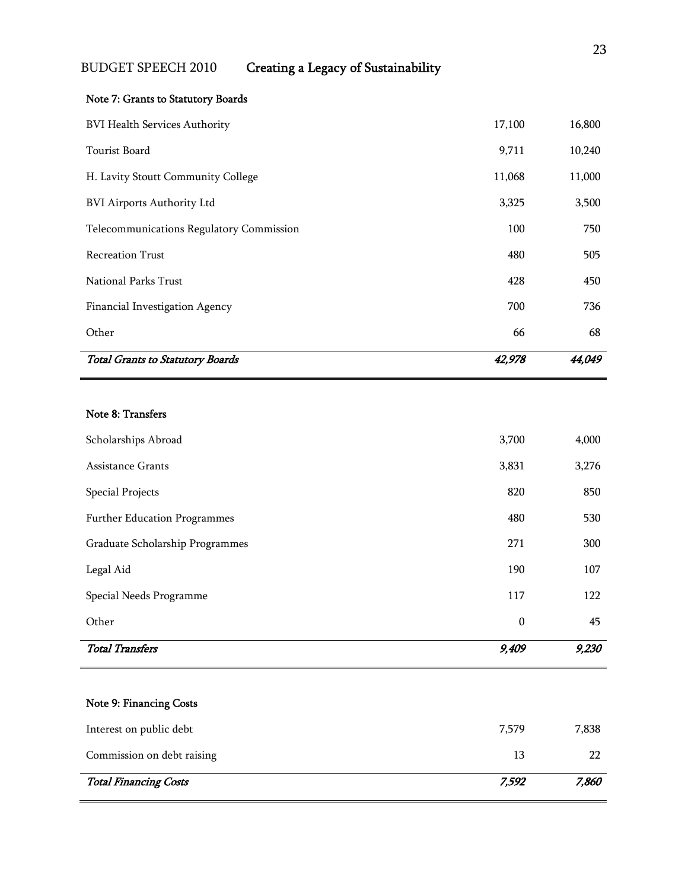### Note 7: Grants to Statutory Boards

| | | |
|---|---|---|
| BVI Health Services Authority | 17,100 | 16,800 |
| Tourist Board | 9,711 | 10,240 |
| H. Lavity Stoutt Community College | 11,068 | 11,000 |
| BVI Airports Authority Ltd | 3,325 | 3,500 |
| Telecommunications Regulatory Commission | 100 | 750 |
| Recreation Trust | 480 | 505 |
| National Parks Trust | 428 | 450 |
| Financial Investigation Agency | 700 | 736 |
| Other | 66 | 68 |
| ***Total Grants to Statutory Boards*** | ***42,978*** | ***44,049*** |

### Note 8: Transfers

| | | |
|---|---|---|
| Scholarships Abroad | 3,700 | 4,000 |
| Assistance Grants | 3,831 | 3,276 |
| Special Projects | 820 | 850 |
| Further Education Programmes | 480 | 530 |
| Graduate Scholarship Programmes | 271 | 300 |
| Legal Aid | 190 | 107 |
| Special Needs Programme | 117 | 122 |
| Other | 0 | 45 |
| ***Total Transfers*** | ***9,409*** | ***9,230*** |

### Note 9: Financing Costs

| | | |
|---|---|---|
| Interest on public debt | 7,579 | 7,838 |
| Commission on debt raising | 13 | 22 |
| ***Total Financing Costs*** | ***7,592*** | ***7,860*** |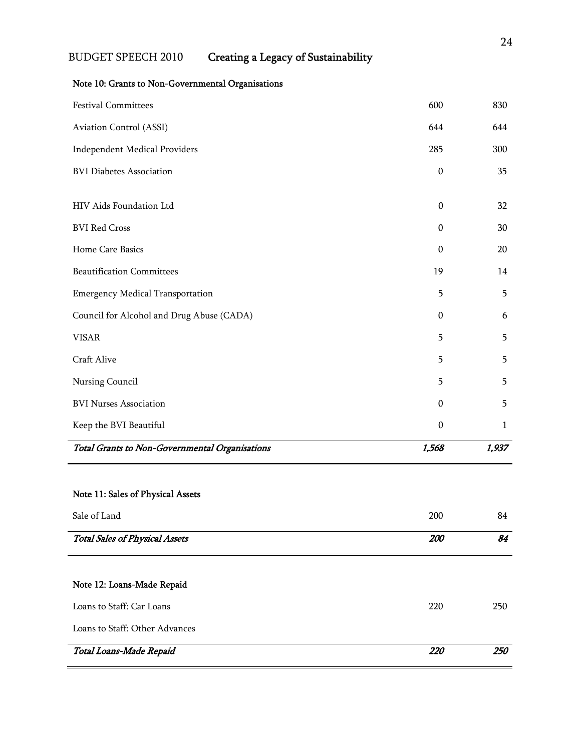#### Note 10: Grants to Non-Governmental Organisations

| | | |
|---|---|---|
| Festival Committees | 600 | 830 |
| Aviation Control (ASSI) | 644 | 644 |
| Independent Medical Providers | 285 | 300 |
| BVI Diabetes Association | 0 | 35 |
| HIV Aids Foundation Ltd | 0 | 32 |
| BVI Red Cross | 0 | 30 |
| Home Care Basics | 0 | 20 |
| Beautification Committees | 19 | 14 |
| Emergency Medical Transportation | 5 | 5 |
| Council for Alcohol and Drug Abuse (CADA) | 0 | 6 |
| VISAR | 5 | 5 |
| Craft Alive | 5 | 5 |
| Nursing Council | 5 | 5 |
| BVI Nurses Association | 0 | 5 |
| Keep the BVI Beautiful | 0 | 1 |
| ***Total Grants to Non-Governmental Organisations*** | ***1,568*** | ***1,937*** |

#### Note 11: Sales of Physical Assets

| | | |
|---|---|---|
| Sale of Land | 200 | 84 |
| ***Total Sales of Physical Assets*** | ***200*** | ***84*** |

#### Note 12: Loans-Made Repaid

| | | |
|---|---|---|
| Loans to Staff: Car Loans | 220 | 250 |
| Loans to Staff: Other Advances | | |
| ***Total Loans-Made Repaid*** | ***220*** | ***250*** |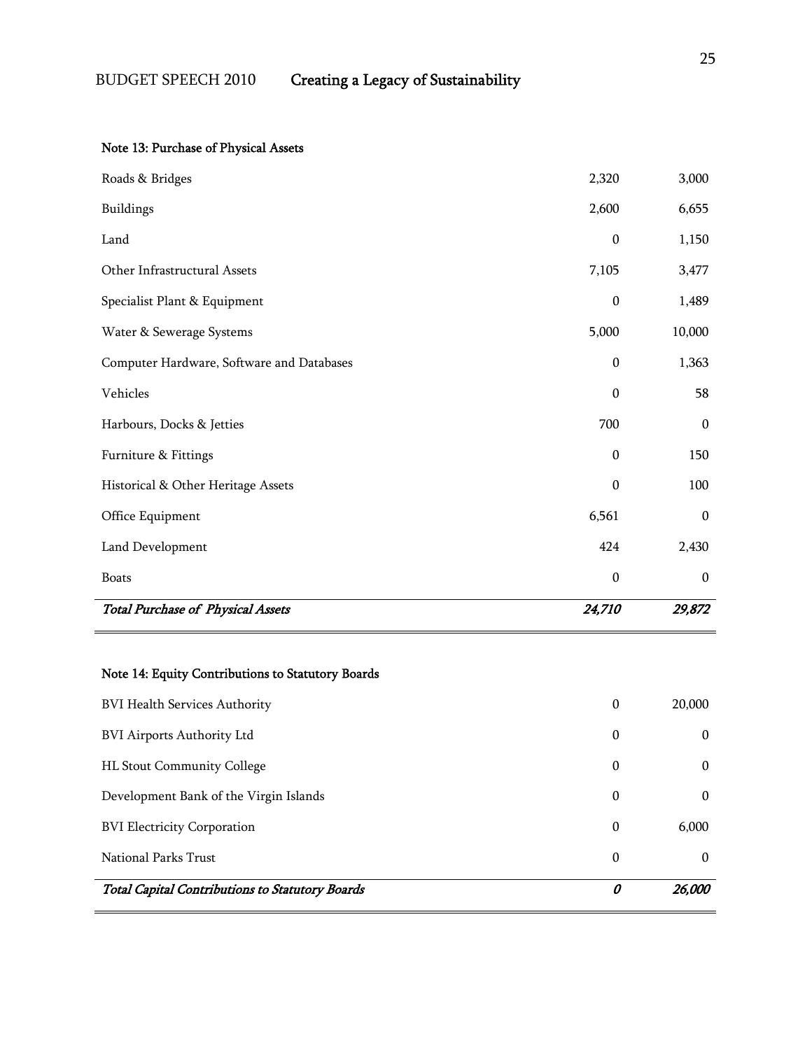**Note 13: Purchase of Physical Assets**

| | | |
|---|---|---|
| Roads & Bridges | 2,320 | 3,000 |
| Buildings | 2,600 | 6,655 |
| Land | 0 | 1,150 |
| Other Infrastructural Assets | 7,105 | 3,477 |
| Specialist Plant & Equipment | 0 | 1,489 |
| Water & Sewerage Systems | 5,000 | 10,000 |
| Computer Hardware, Software and Databases | 0 | 1,363 |
| Vehicles | 0 | 58 |
| Harbours, Docks & Jetties | 700 | 0 |
| Furniture & Fittings | 0 | 150 |
| Historical & Other Heritage Assets | 0 | 100 |
| Office Equipment | 6,561 | 0 |
| Land Development | 424 | 2,430 |
| Boats | 0 | 0 |
| ***Total Purchase of Physical Assets*** | ***24,710*** | ***29,872*** |

**Note 14: Equity Contributions to Statutory Boards**

| | | |
|---|---|---|
| BVI Health Services Authority | 0 | 20,000 |
| BVI Airports Authority Ltd | 0 | 0 |
| HL Stout Community College | 0 | 0 |
| Development Bank of the Virgin Islands | 0 | 0 |
| BVI Electricity Corporation | 0 | 6,000 |
| National Parks Trust | 0 | 0 |
| ***Total Capital Contributions to Statutory Boards*** | ***0*** | ***26,000*** |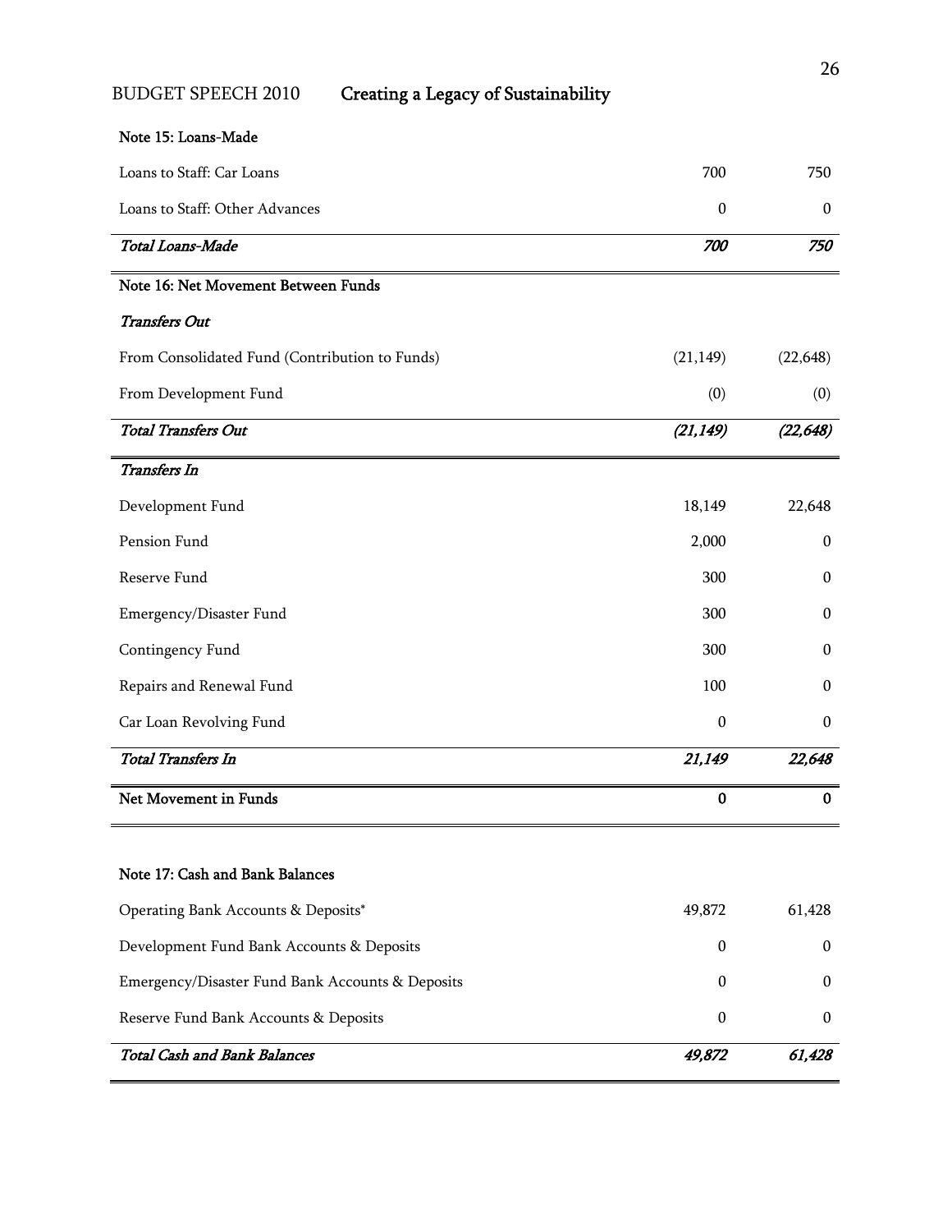### Note 15: Loans-Made

| | | |
|---|---|---|
| Loans to Staff: Car Loans | 700 | 750 |
| Loans to Staff: Other Advances | 0 | 0 |
| *Total Loans-Made* | *700* | *750* |

### Note 16: Net Movement Between Funds

| | | |
|---|---|---|
| *Transfers Out* | | |
| From Consolidated Fund (Contribution to Funds) | (21,149) | (22,648) |
| From Development Fund | (0) | (0) |
| *Total Transfers Out* | *(21,149)* | *(22,648)* |
| *Transfers In* | | |
| Development Fund | 18,149 | 22,648 |
| Pension Fund | 2,000 | 0 |
| Reserve Fund | 300 | 0 |
| Emergency/Disaster Fund | 300 | 0 |
| Contingency Fund | 300 | 0 |
| Repairs and Renewal Fund | 100 | 0 |
| Car Loan Revolving Fund | 0 | 0 |
| *Total Transfers In* | *21,149* | *22,648* |
| **Net Movement in Funds** | **0** | **0** |

### Note 17: Cash and Bank Balances

| | | |
|---|---|---|
| Operating Bank Accounts & Deposits* | 49,872 | 61,428 |
| Development Fund Bank Accounts & Deposits | 0 | 0 |
| Emergency/Disaster Fund Bank Accounts & Deposits | 0 | 0 |
| Reserve Fund Bank Accounts & Deposits | 0 | 0 |
| *Total Cash and Bank Balances* | *49,872* | *61,428* |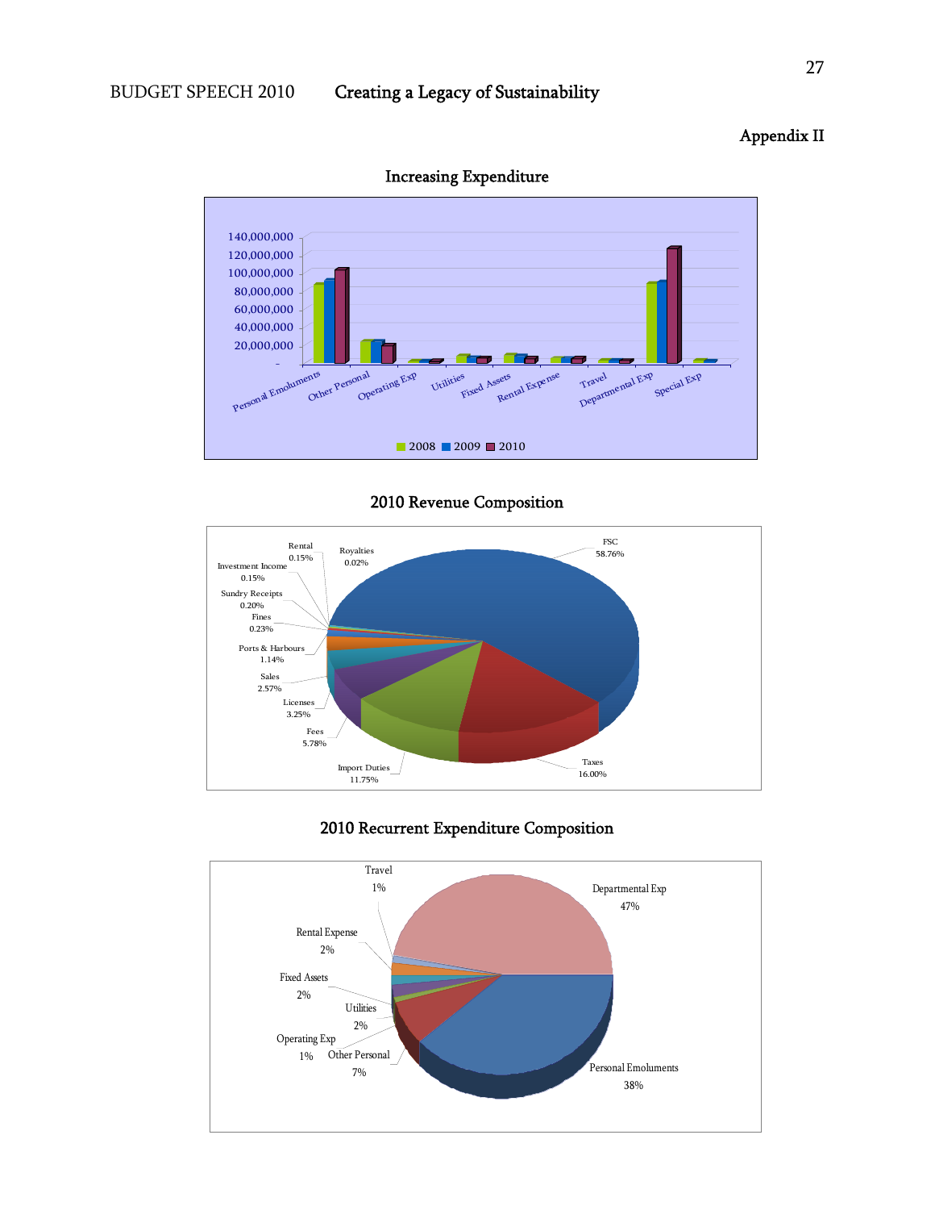## Appendix II

### Increasing Expenditure

### 2010 Revenue Composition

### 2010 Recurrent Expenditure Composition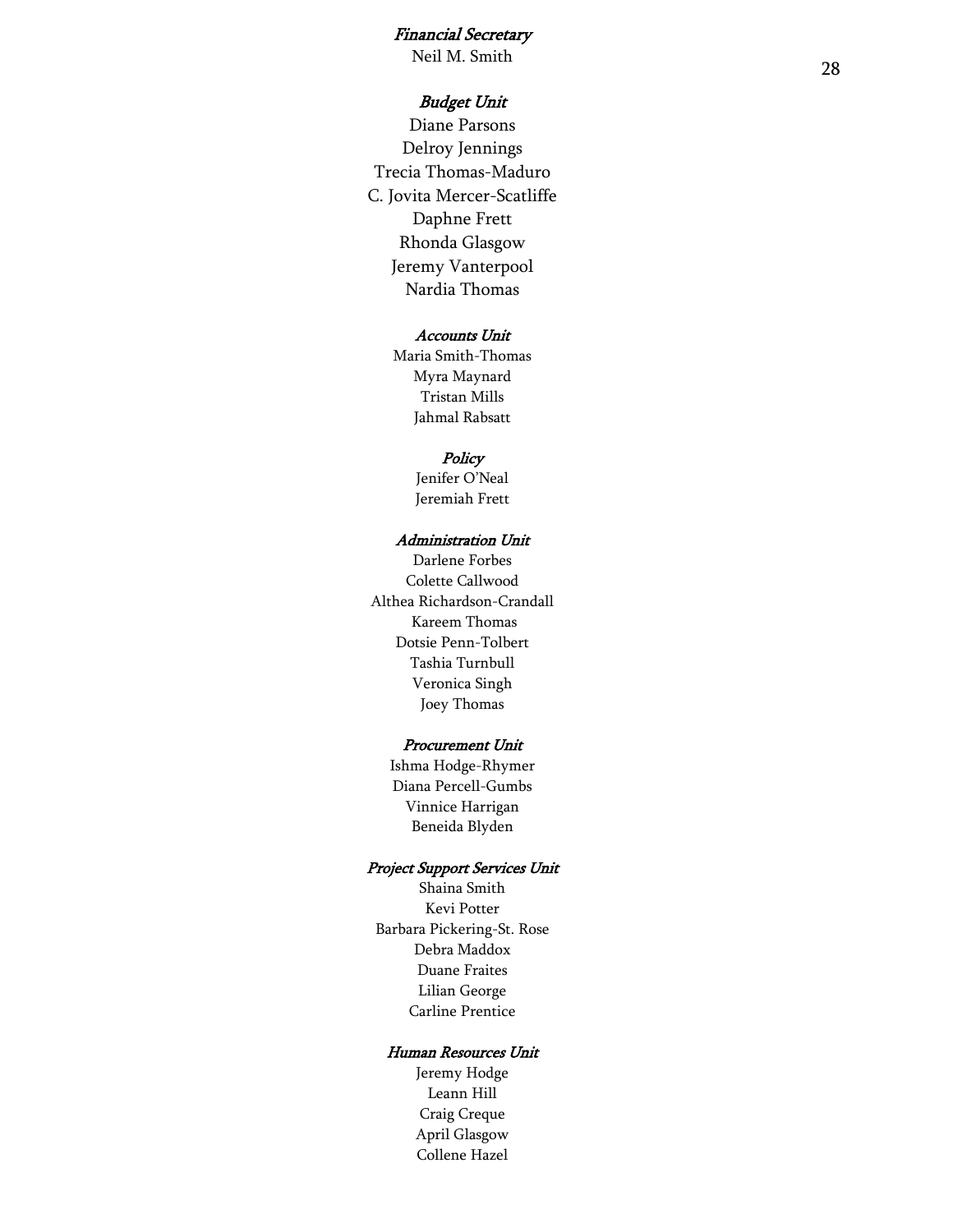*Financial Secretary*

Neil M. Smith

*Budget Unit*

Diane Parsons
Delroy Jennings
Trecia Thomas-Maduro
C. Jovita Mercer-Scatliffe
Daphne Frett
Rhonda Glasgow
Jeremy Vanterpool
Nardia Thomas

*Accounts Unit*

Maria Smith-Thomas
Myra Maynard
Tristan Mills
Jahmal Rabsatt

*Policy*

Jenifer O'Neal
Jeremiah Frett

*Administration Unit*

Darlene Forbes
Colette Callwood
Althea Richardson-Crandall
Kareem Thomas
Dotsie Penn-Tolbert
Tashia Turnbull
Veronica Singh
Joey Thomas

*Procurement Unit*

Ishma Hodge-Rhymer
Diana Percell-Gumbs
Vinnice Harrigan
Beneida Blyden

*Project Support Services Unit*

Shaina Smith
Kevi Potter
Barbara Pickering-St. Rose
Debra Maddox
Duane Fraites
Lilian George
Carline Prentice

*Human Resources Unit*

Jeremy Hodge
Leann Hill
Craig Creque
April Glasgow
Collene Hazel